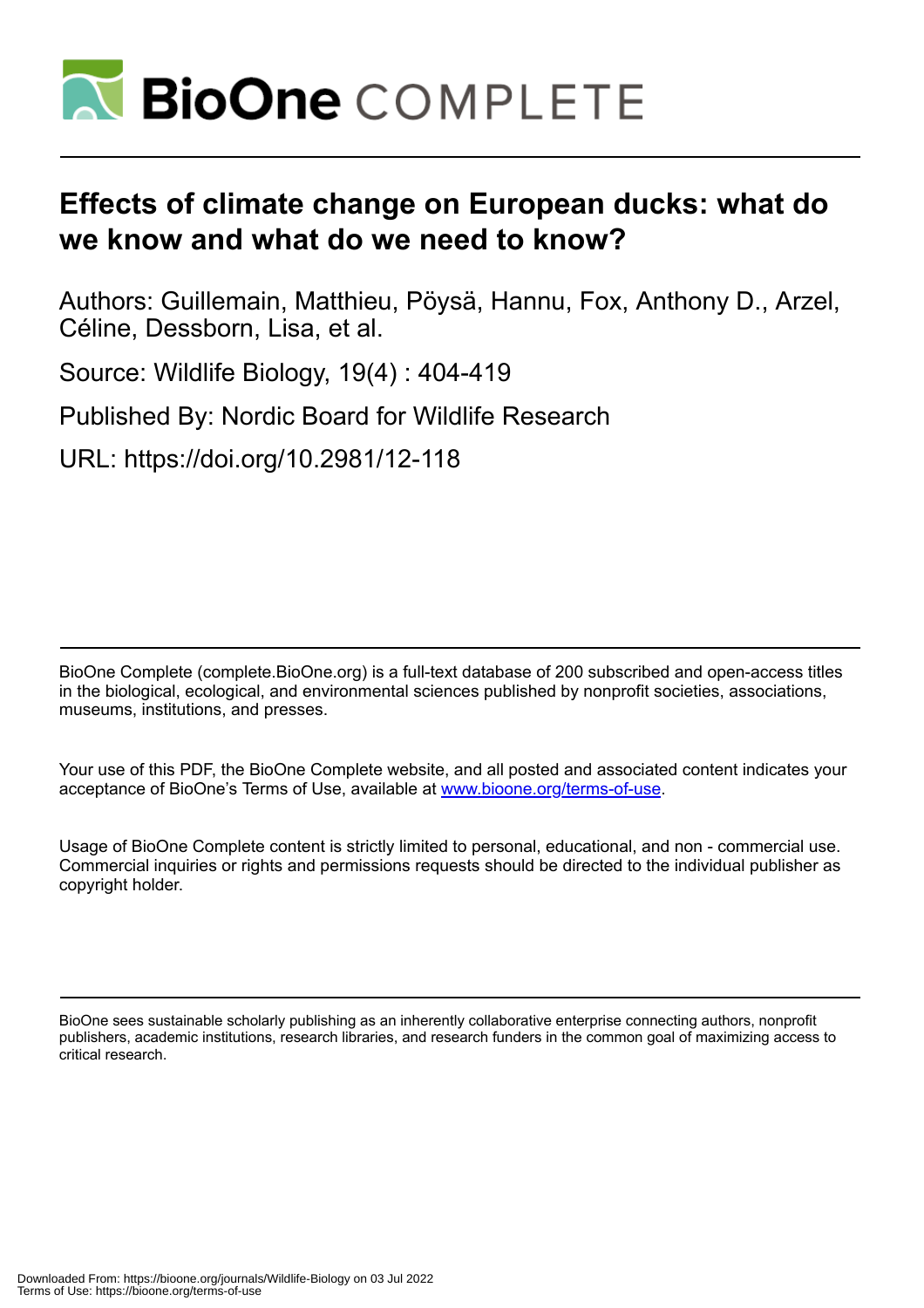# Effects of climate change on European ducks: what do we know and what do we need to know?

Authors: Guillemain, Matthieu, Pöysä, Hannu, Fox, Anthony D., Arzel, Céline, Dessborn, Lisa, et al.

Source: Wildlife Biology, 19(4) : 404-419

Published By: Nordic Board for Wildlife Research

URL: https://doi.org/10.2981/12-118

BioOne Complete (complete.BioOne.org) is a full-text database of 200 subscribed and open-access titles in the biological, ecological, and environmental sciences published by nonprofit societies, associations, museums, institutions, and presses.

Your use of this PDF, the BioOne Complete website, and all posted and associated content indicates your acceptance of BioOne's Terms of Use, available at www.bioone.org/terms-of-use.

Usage of BioOne Complete content is strictly limited to personal, educational, and non - commercial use. Commercial inquiries or rights and permissions requests should be directed to the individual publisher as copyright holder.

BioOne sees sustainable scholarly publishing as an inherently collaborative enterprise connecting authors, nonprofit publishers, academic institutions, research libraries, and research funders in the common goal of maximizing access to critical research.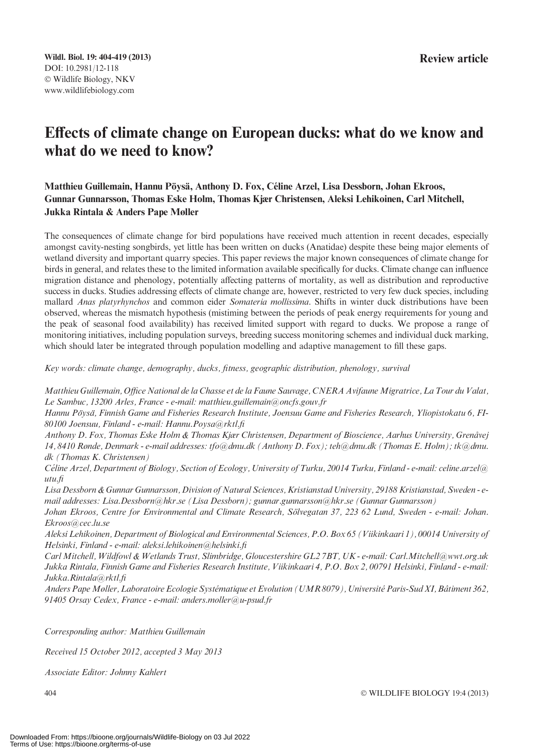**Review article**

# Effects of climate change on European ducks: what do we know and what do we need to know?

**Matthieu Guillemain, Hannu Pöysä, Anthony D. Fox, Céline Arzel, Lisa Dessborn, Johan Ekroos, Gunnar Gunnarsson, Thomas Eske Holm, Thomas Kjær Christensen, Aleksi Lehikoinen, Carl Mitchell, Jukka Rintala & Anders Pape Møller**

The consequences of climate change for bird populations have received much attention in recent decades, especially amongst cavity-nesting songbirds, yet little has been written on ducks (Anatidae) despite these being major elements of wetland diversity and important quarry species. This paper reviews the major known consequences of climate change for birds in general, and relates these to the limited information available specifically for ducks. Climate change can influence migration distance and phenology, potentially affecting patterns of mortality, as well as distribution and reproductive success in ducks. Studies addressing effects of climate change are, however, restricted to very few duck species, including mallard *Anas platyrhynchos* and common eider *Somateria mollissima*. Shifts in winter duck distributions have been observed, whereas the mismatch hypothesis (mistiming between the periods of peak energy requirements for young and the peak of seasonal food availability) has received limited support with regard to ducks. We propose a range of monitoring initiatives, including population surveys, breeding success monitoring schemes and individual duck marking, which should later be integrated through population modelling and adaptive management to fill these gaps.

*Key words: climate change, demography, ducks, fitness, geographic distribution, phenology, survival*

*Matthieu Guillemain, Office National de la Chasse et de la Faune Sauvage, CNERA Avifaune Migratrice, La Tour du Valat, Le Sambuc, 13200 Arles, France - e-mail: matthieu.guillemain@oncfs.gouv.fr*
*Hannu Pöysä, Finnish Game and Fisheries Research Institute, Joensuu Game and Fisheries Research, Yliopistokatu 6, FI-80100 Joensuu, Finland - e-mail: Hannu.Poysa@rktl.fi*
*Anthony D. Fox, Thomas Eske Holm & Thomas Kjær Christensen, Department of Bioscience, Aarhus University, Grenåvej 14, 8410 Rønde, Denmark - e-mail addresses: tfo@dmu.dk (Anthony D. Fox); teh@dmu.dk (Thomas E. Holm); tk@dmu.dk (Thomas K. Christensen)*
*Céline Arzel, Department of Biology, Section of Ecology, University of Turku, 20014 Turku, Finland - e-mail: celine.arzel@utu.fi*
*Lisa Dessborn & Gunnar Gunnarsson, Division of Natural Sciences, Kristianstad University, 29188 Kristianstad, Sweden - e-mail addresses: Lisa.Dessborn@hkr.se (Lisa Dessborn); gunnar.gunnarsson@hkr.se (Gunnar Gunnarsson)*
*Johan Ekroos, Centre for Environmental and Climate Research, Sölvegatan 37, 223 62 Lund, Sweden - e-mail: Johan.Ekroos@cec.lu.se*
*Aleksi Lehikoinen, Department of Biological and Environmental Sciences, P.O. Box 65 (Viikinkaari 1), 00014 University of Helsinki, Finland - e-mail: aleksi.lehikoinen@helsinki.fi*
*Carl Mitchell, Wildfowl & Wetlands Trust, Slimbridge, Gloucestershire GL2 7BT, UK - e-mail: Carl.Mitchell@wwt.org.uk*
*Jukka Rintala, Finnish Game and Fisheries Research Institute, Viikinkaari 4, P.O. Box 2, 00791 Helsinki, Finland - e-mail: Jukka.Rintala@rktl.fi*
*Anders Pape Møller, Laboratoire Ecologie Systématique et Evolution (UMR 8079), Université Paris-Sud XI, Bâtiment 362, 91405 Orsay Cedex, France - e-mail: anders.moller@u-psud.fr*

*Corresponding author: Matthieu Guillemain*

*Received 15 October 2012, accepted 3 May 2013*

*Associate Editor: Johnny Kahlert*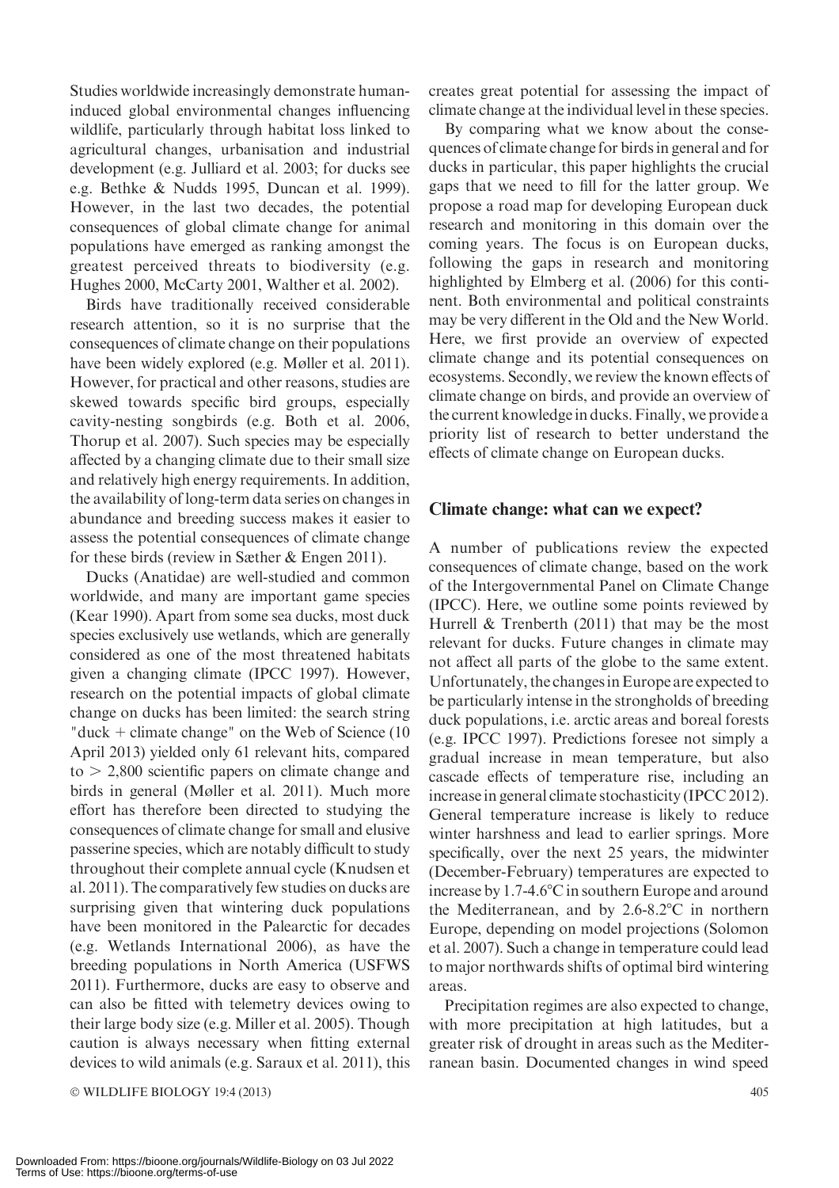Studies worldwide increasingly demonstrate human-induced global environmental changes influencing wildlife, particularly through habitat loss linked to agricultural changes, urbanisation and industrial development (e.g. Julliard et al. 2003; for ducks see e.g. Bethke & Nudds 1995, Duncan et al. 1999). However, in the last two decades, the potential consequences of global climate change for animal populations have emerged as ranking amongst the greatest perceived threats to biodiversity (e.g. Hughes 2000, McCarty 2001, Walther et al. 2002).

Birds have traditionally received considerable research attention, so it is no surprise that the consequences of climate change on their populations have been widely explored (e.g. Møller et al. 2011). However, for practical and other reasons, studies are skewed towards specific bird groups, especially cavity-nesting songbirds (e.g. Both et al. 2006, Thorup et al. 2007). Such species may be especially affected by a changing climate due to their small size and relatively high energy requirements. In addition, the availability of long-term data series on changes in abundance and breeding success makes it easier to assess the potential consequences of climate change for these birds (review in Sæther & Engen 2011).

Ducks (Anatidae) are well-studied and common worldwide, and many are important game species (Kear 1990). Apart from some sea ducks, most duck species exclusively use wetlands, which are generally considered as one of the most threatened habitats given a changing climate (IPCC 1997). However, research on the potential impacts of global climate change on ducks has been limited: the search string "duck + climate change" on the Web of Science (10 April 2013) yielded only 61 relevant hits, compared to > 2,800 scientific papers on climate change and birds in general (Møller et al. 2011). Much more effort has therefore been directed to studying the consequences of climate change for small and elusive passerine species, which are notably difficult to study throughout their complete annual cycle (Knudsen et al. 2011). The comparatively few studies on ducks are surprising given that wintering duck populations have been monitored in the Palearctic for decades (e.g. Wetlands International 2006), as have the breeding populations in North America (USFWS 2011). Furthermore, ducks are easy to observe and can also be fitted with telemetry devices owing to their large body size (e.g. Miller et al. 2005). Though caution is always necessary when fitting external devices to wild animals (e.g. Saraux et al. 2011), this creates great potential for assessing the impact of climate change at the individual level in these species.

By comparing what we know about the consequences of climate change for birds in general and for ducks in particular, this paper highlights the crucial gaps that we need to fill for the latter group. We propose a road map for developing European duck research and monitoring in this domain over the coming years. The focus is on European ducks, following the gaps in research and monitoring highlighted by Elmberg et al. (2006) for this continent. Both environmental and political constraints may be very different in the Old and the New World. Here, we first provide an overview of expected climate change and its potential consequences on ecosystems. Secondly, we review the known effects of climate change on birds, and provide an overview of the current knowledge in ducks. Finally, we provide a priority list of research to better understand the effects of climate change on European ducks.

## Climate change: what can we expect?

A number of publications review the expected consequences of climate change, based on the work of the Intergovernmental Panel on Climate Change (IPCC). Here, we outline some points reviewed by Hurrell & Trenberth (2011) that may be the most relevant for ducks. Future changes in climate may not affect all parts of the globe to the same extent. Unfortunately, the changes in Europe are expected to be particularly intense in the strongholds of breeding duck populations, i.e. arctic areas and boreal forests (e.g. IPCC 1997). Predictions foresee not simply a gradual increase in mean temperature, but also cascade effects of temperature rise, including an increase in general climate stochasticity (IPCC 2012). General temperature increase is likely to reduce winter harshness and lead to earlier springs. More specifically, over the next 25 years, the midwinter (December-February) temperatures are expected to increase by 1.7-4.6°C in southern Europe and around the Mediterranean, and by 2.6-8.2°C in northern Europe, depending on model projections (Solomon et al. 2007). Such a change in temperature could lead to major northwards shifts of optimal bird wintering areas.

Precipitation regimes are also expected to change, with more precipitation at high latitudes, but a greater risk of drought in areas such as the Mediterranean basin. Documented changes in wind speed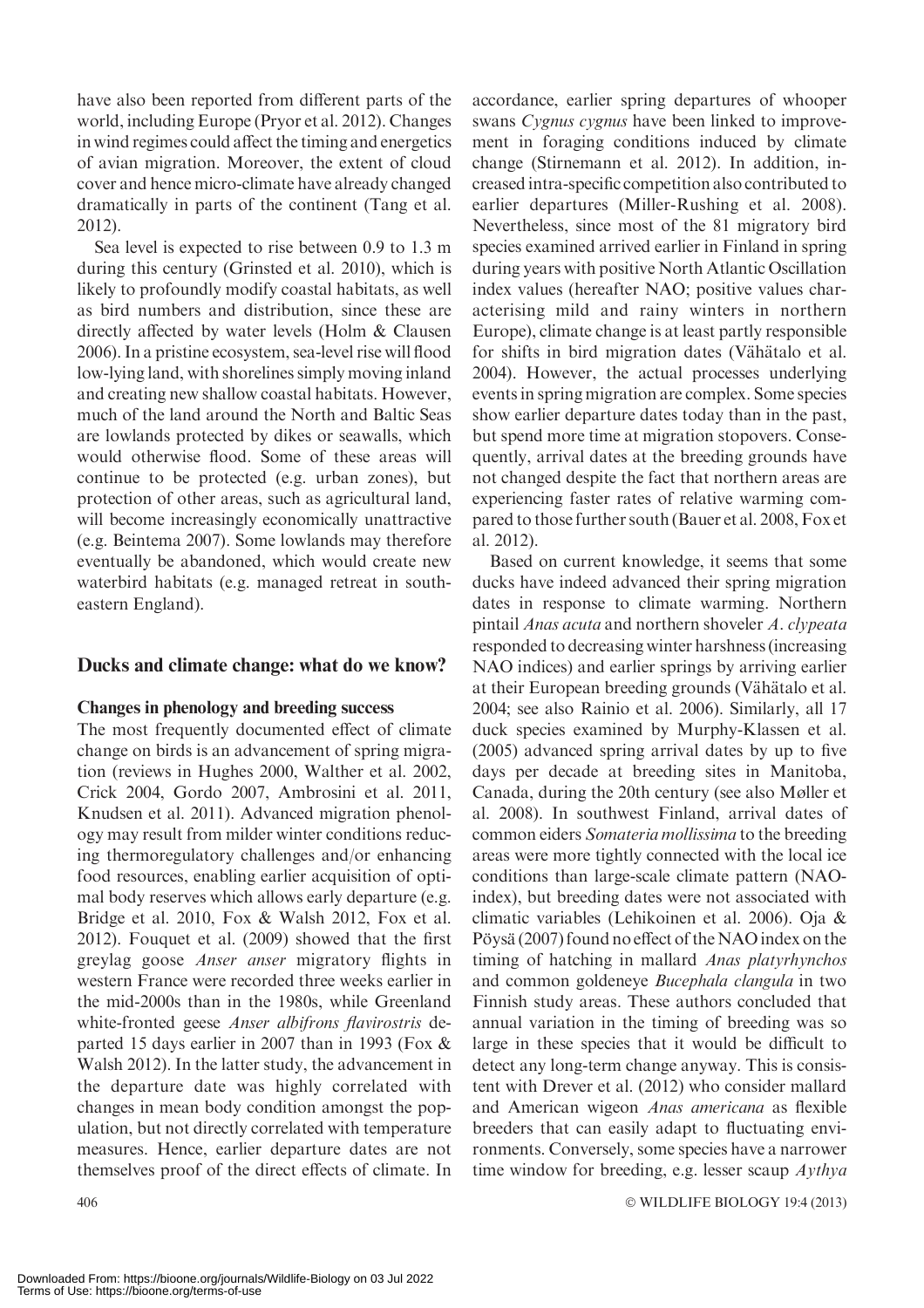have also been reported from different parts of the world, including Europe (Pryor et al. 2012). Changes in wind regimes could affect the timing and energetics of avian migration. Moreover, the extent of cloud cover and hence micro-climate have already changed dramatically in parts of the continent (Tang et al. 2012).

Sea level is expected to rise between 0.9 to 1.3 m during this century (Grinsted et al. 2010), which is likely to profoundly modify coastal habitats, as well as bird numbers and distribution, since these are directly affected by water levels (Holm & Clausen 2006). In a pristine ecosystem, sea-level rise will flood low-lying land, with shorelines simply moving inland and creating new shallow coastal habitats. However, much of the land around the North and Baltic Seas are lowlands protected by dikes or seawalls, which would otherwise flood. Some of these areas will continue to be protected (e.g. urban zones), but protection of other areas, such as agricultural land, will become increasingly economically unattractive (e.g. Beintema 2007). Some lowlands may therefore eventually be abandoned, which would create new waterbird habitats (e.g. managed retreat in southeastern England).

## Ducks and climate change: what do we know?

### Changes in phenology and breeding success

The most frequently documented effect of climate change on birds is an advancement of spring migration (reviews in Hughes 2000, Walther et al. 2002, Crick 2004, Gordo 2007, Ambrosini et al. 2011, Knudsen et al. 2011). Advanced migration phenology may result from milder winter conditions reducing thermoregulatory challenges and/or enhancing food resources, enabling earlier acquisition of optimal body reserves which allows early departure (e.g. Bridge et al. 2010, Fox & Walsh 2012, Fox et al. 2012). Fouquet et al. (2009) showed that the first greylag goose *Anser anser* migratory flights in western France were recorded three weeks earlier in the mid-2000s than in the 1980s, while Greenland white-fronted geese *Anser albifrons flavirostris* departed 15 days earlier in 2007 than in 1993 (Fox & Walsh 2012). In the latter study, the advancement in the departure date was highly correlated with changes in mean body condition amongst the population, but not directly correlated with temperature measures. Hence, earlier departure dates are not themselves proof of the direct effects of climate. In accordance, earlier spring departures of whooper swans *Cygnus cygnus* have been linked to improvement in foraging conditions induced by climate change (Stirnemann et al. 2012). In addition, increased intra-specific competition also contributed to earlier departures (Miller-Rushing et al. 2008). Nevertheless, since most of the 81 migratory bird species examined arrived earlier in Finland in spring during years with positive North Atlantic Oscillation index values (hereafter NAO; positive values characterising mild and rainy winters in northern Europe), climate change is at least partly responsible for shifts in bird migration dates (Vähätalo et al. 2004). However, the actual processes underlying events in spring migration are complex. Some species show earlier departure dates today than in the past, but spend more time at migration stopovers. Consequently, arrival dates at the breeding grounds have not changed despite the fact that northern areas are experiencing faster rates of relative warming compared to those further south (Bauer et al. 2008, Fox et al. 2012).

Based on current knowledge, it seems that some ducks have indeed advanced their spring migration dates in response to climate warming. Northern pintail *Anas acuta* and northern shoveler *A. clypeata* responded to decreasing winter harshness (increasing NAO indices) and earlier springs by arriving earlier at their European breeding grounds (Vähätalo et al. 2004; see also Rainio et al. 2006). Similarly, all 17 duck species examined by Murphy-Klassen et al. (2005) advanced spring arrival dates by up to five days per decade at breeding sites in Manitoba, Canada, during the 20th century (see also Møller et al. 2008). In southwest Finland, arrival dates of common eiders *Somateria mollissima* to the breeding areas were more tightly connected with the local ice conditions than large-scale climate pattern (NAO-index), but breeding dates were not associated with climatic variables (Lehikoinen et al. 2006). Oja & Pöysä (2007) found no effect of the NAO index on the timing of hatching in mallard *Anas platyrhynchos* and common goldeneye *Bucephala clangula* in two Finnish study areas. These authors concluded that annual variation in the timing of breeding was so large in these species that it would be difficult to detect any long-term change anyway. This is consistent with Drever et al. (2012) who consider mallard and American wigeon *Anas americana* as flexible breeders that can easily adapt to fluctuating environments. Conversely, some species have a narrower time window for breeding, e.g. lesser scaup *Aythya*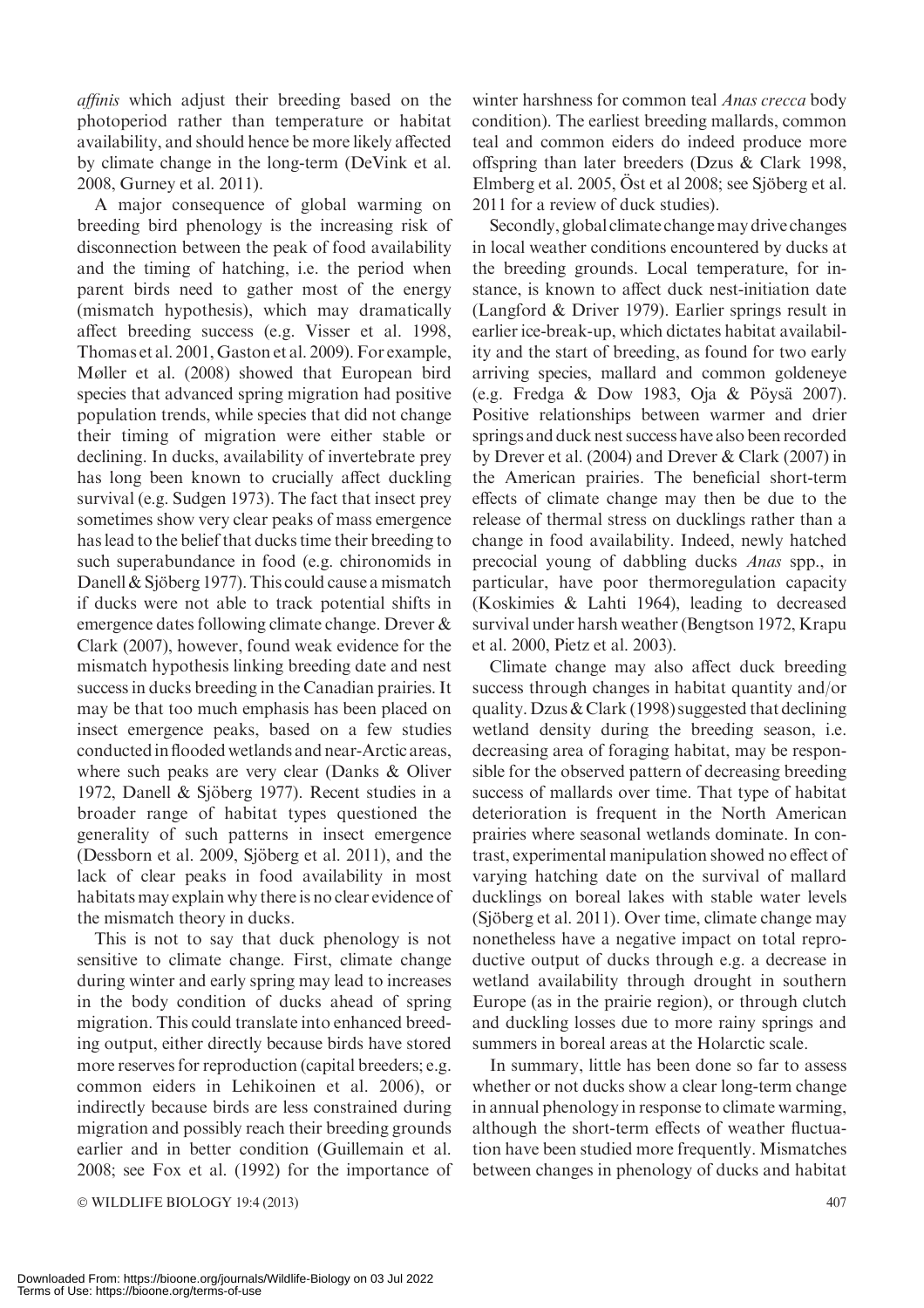*affinis* which adjust their breeding based on the photoperiod rather than temperature or habitat availability, and should hence be more likely affected by climate change in the long-term (DeVink et al. 2008, Gurney et al. 2011).

A major consequence of global warming on breeding bird phenology is the increasing risk of disconnection between the peak of food availability and the timing of hatching, i.e. the period when parent birds need to gather most of the energy (mismatch hypothesis), which may dramatically affect breeding success (e.g. Visser et al. 1998, Thomas et al. 2001, Gaston et al. 2009). For example, Møller et al. (2008) showed that European bird species that advanced spring migration had positive population trends, while species that did not change their timing of migration were either stable or declining. In ducks, availability of invertebrate prey has long been known to crucially affect duckling survival (e.g. Sudgen 1973). The fact that insect prey sometimes show very clear peaks of mass emergence has lead to the belief that ducks time their breeding to such superabundance in food (e.g. chironomids in Danell & Sjöberg 1977). This could cause a mismatch if ducks were not able to track potential shifts in emergence dates following climate change. Drever & Clark (2007), however, found weak evidence for the mismatch hypothesis linking breeding date and nest success in ducks breeding in the Canadian prairies. It may be that too much emphasis has been placed on insect emergence peaks, based on a few studies conducted in flooded wetlands and near-Arctic areas, where such peaks are very clear (Danks & Oliver 1972, Danell & Sjöberg 1977). Recent studies in a broader range of habitat types questioned the generality of such patterns in insect emergence (Dessborn et al. 2009, Sjöberg et al. 2011), and the lack of clear peaks in food availability in most habitats may explain why there is no clear evidence of the mismatch theory in ducks.

This is not to say that duck phenology is not sensitive to climate change. First, climate change during winter and early spring may lead to increases in the body condition of ducks ahead of spring migration. This could translate into enhanced breeding output, either directly because birds have stored more reserves for reproduction (capital breeders; e.g. common eiders in Lehikoinen et al. 2006), or indirectly because birds are less constrained during migration and possibly reach their breeding grounds earlier and in better condition (Guillemain et al. 2008; see Fox et al. (1992) for the importance of winter harshness for common teal *Anas crecca* body condition). The earliest breeding mallards, common teal and common eiders do indeed produce more offspring than later breeders (Dzus & Clark 1998, Elmberg et al. 2005, Öst et al 2008; see Sjöberg et al. 2011 for a review of duck studies).

Secondly, global climate change may drive changes in local weather conditions encountered by ducks at the breeding grounds. Local temperature, for instance, is known to affect duck nest-initiation date (Langford & Driver 1979). Earlier springs result in earlier ice-break-up, which dictates habitat availability and the start of breeding, as found for two early arriving species, mallard and common goldeneye (e.g. Fredga & Dow 1983, Oja & Pöysä 2007). Positive relationships between warmer and drier springs and duck nest success have also been recorded by Drever et al. (2004) and Drever & Clark (2007) in the American prairies. The beneficial short-term effects of climate change may then be due to the release of thermal stress on ducklings rather than a change in food availability. Indeed, newly hatched precocial young of dabbling ducks *Anas* spp., in particular, have poor thermoregulation capacity (Koskimies & Lahti 1964), leading to decreased survival under harsh weather (Bengtson 1972, Krapu et al. 2000, Pietz et al. 2003).

Climate change may also affect duck breeding success through changes in habitat quantity and/or quality. Dzus & Clark (1998) suggested that declining wetland density during the breeding season, i.e. decreasing area of foraging habitat, may be responsible for the observed pattern of decreasing breeding success of mallards over time. That type of habitat deterioration is frequent in the North American prairies where seasonal wetlands dominate. In contrast, experimental manipulation showed no effect of varying hatching date on the survival of mallard ducklings on boreal lakes with stable water levels (Sjöberg et al. 2011). Over time, climate change may nonetheless have a negative impact on total reproductive output of ducks through e.g. a decrease in wetland availability through drought in southern Europe (as in the prairie region), or through clutch and duckling losses due to more rainy springs and summers in boreal areas at the Holarctic scale.

In summary, little has been done so far to assess whether or not ducks show a clear long-term change in annual phenology in response to climate warming, although the short-term effects of weather fluctuation have been studied more frequently. Mismatches between changes in phenology of ducks and habitat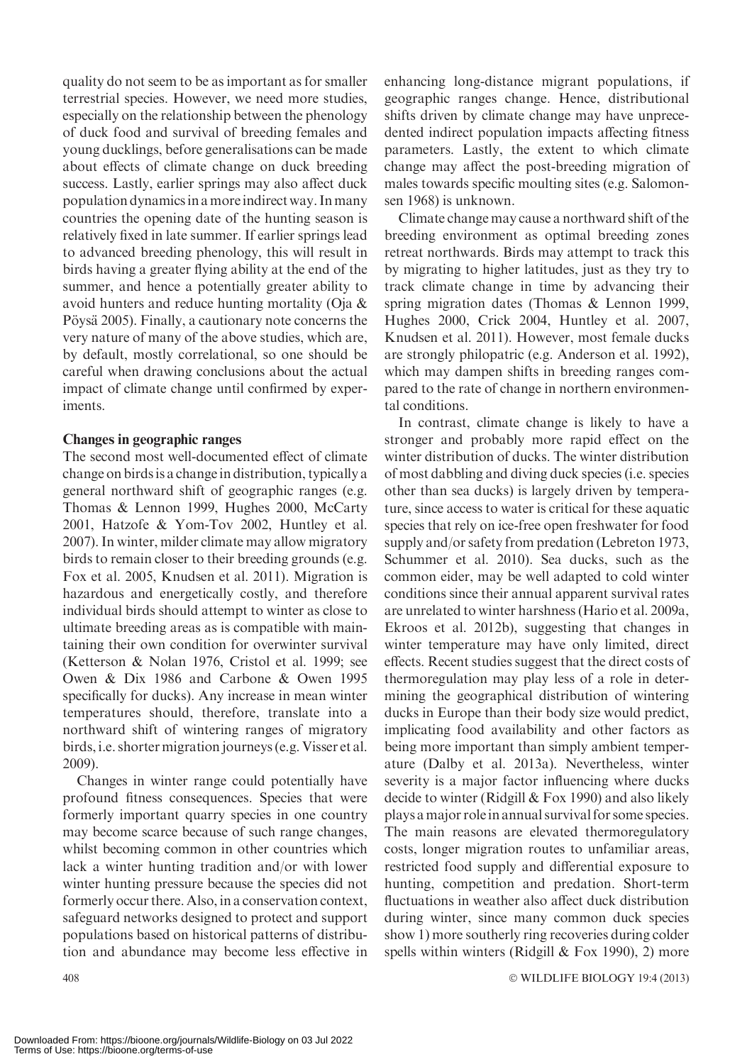quality do not seem to be as important as for smaller terrestrial species. However, we need more studies, especially on the relationship between the phenology of duck food and survival of breeding females and young ducklings, before generalisations can be made about effects of climate change on duck breeding success. Lastly, earlier springs may also affect duck population dynamics in a more indirect way. In many countries the opening date of the hunting season is relatively fixed in late summer. If earlier springs lead to advanced breeding phenology, this will result in birds having a greater flying ability at the end of the summer, and hence a potentially greater ability to avoid hunters and reduce hunting mortality (Oja & Pöysä 2005). Finally, a cautionary note concerns the very nature of many of the above studies, which are, by default, mostly correlational, so one should be careful when drawing conclusions about the actual impact of climate change until confirmed by experiments.

### Changes in geographic ranges

The second most well-documented effect of climate change on birds is a change in distribution, typically a general northward shift of geographic ranges (e.g. Thomas & Lennon 1999, Hughes 2000, McCarty 2001, Hatzofe & Yom-Tov 2002, Huntley et al. 2007). In winter, milder climate may allow migratory birds to remain closer to their breeding grounds (e.g. Fox et al. 2005, Knudsen et al. 2011). Migration is hazardous and energetically costly, and therefore individual birds should attempt to winter as close to ultimate breeding areas as is compatible with maintaining their own condition for overwinter survival (Ketterson & Nolan 1976, Cristol et al. 1999; see Owen & Dix 1986 and Carbone & Owen 1995 specifically for ducks). Any increase in mean winter temperatures should, therefore, translate into a northward shift of wintering ranges of migratory birds, i.e. shorter migration journeys (e.g. Visser et al. 2009).

Changes in winter range could potentially have profound fitness consequences. Species that were formerly important quarry species in one country may become scarce because of such range changes, whilst becoming common in other countries which lack a winter hunting tradition and/or with lower winter hunting pressure because the species did not formerly occur there. Also, in a conservation context, safeguard networks designed to protect and support populations based on historical patterns of distribution and abundance may become less effective in enhancing long-distance migrant populations, if geographic ranges change. Hence, distributional shifts driven by climate change may have unprecedented indirect population impacts affecting fitness parameters. Lastly, the extent to which climate change may affect the post-breeding migration of males towards specific moulting sites (e.g. Salomonsen 1968) is unknown.

Climate change may cause a northward shift of the breeding environment as optimal breeding zones retreat northwards. Birds may attempt to track this by migrating to higher latitudes, just as they try to track climate change in time by advancing their spring migration dates (Thomas & Lennon 1999, Hughes 2000, Crick 2004, Huntley et al. 2007, Knudsen et al. 2011). However, most female ducks are strongly philopatric (e.g. Anderson et al. 1992), which may dampen shifts in breeding ranges compared to the rate of change in northern environmental conditions.

In contrast, climate change is likely to have a stronger and probably more rapid effect on the winter distribution of ducks. The winter distribution of most dabbling and diving duck species (i.e. species other than sea ducks) is largely driven by temperature, since access to water is critical for these aquatic species that rely on ice-free open freshwater for food supply and/or safety from predation (Lebreton 1973, Schummer et al. 2010). Sea ducks, such as the common eider, may be well adapted to cold winter conditions since their annual apparent survival rates are unrelated to winter harshness (Hario et al. 2009a, Ekroos et al. 2012b), suggesting that changes in winter temperature may have only limited, direct effects. Recent studies suggest that the direct costs of thermoregulation may play less of a role in determining the geographical distribution of wintering ducks in Europe than their body size would predict, implicating food availability and other factors as being more important than simply ambient temperature (Dalby et al. 2013a). Nevertheless, winter severity is a major factor influencing where ducks decide to winter (Ridgill & Fox 1990) and also likely plays a major role in annual survival for some species. The main reasons are elevated thermoregulatory costs, longer migration routes to unfamiliar areas, restricted food supply and differential exposure to hunting, competition and predation. Short-term fluctuations in weather also affect duck distribution during winter, since many common duck species show 1) more southerly ring recoveries during colder spells within winters (Ridgill & Fox 1990), 2) more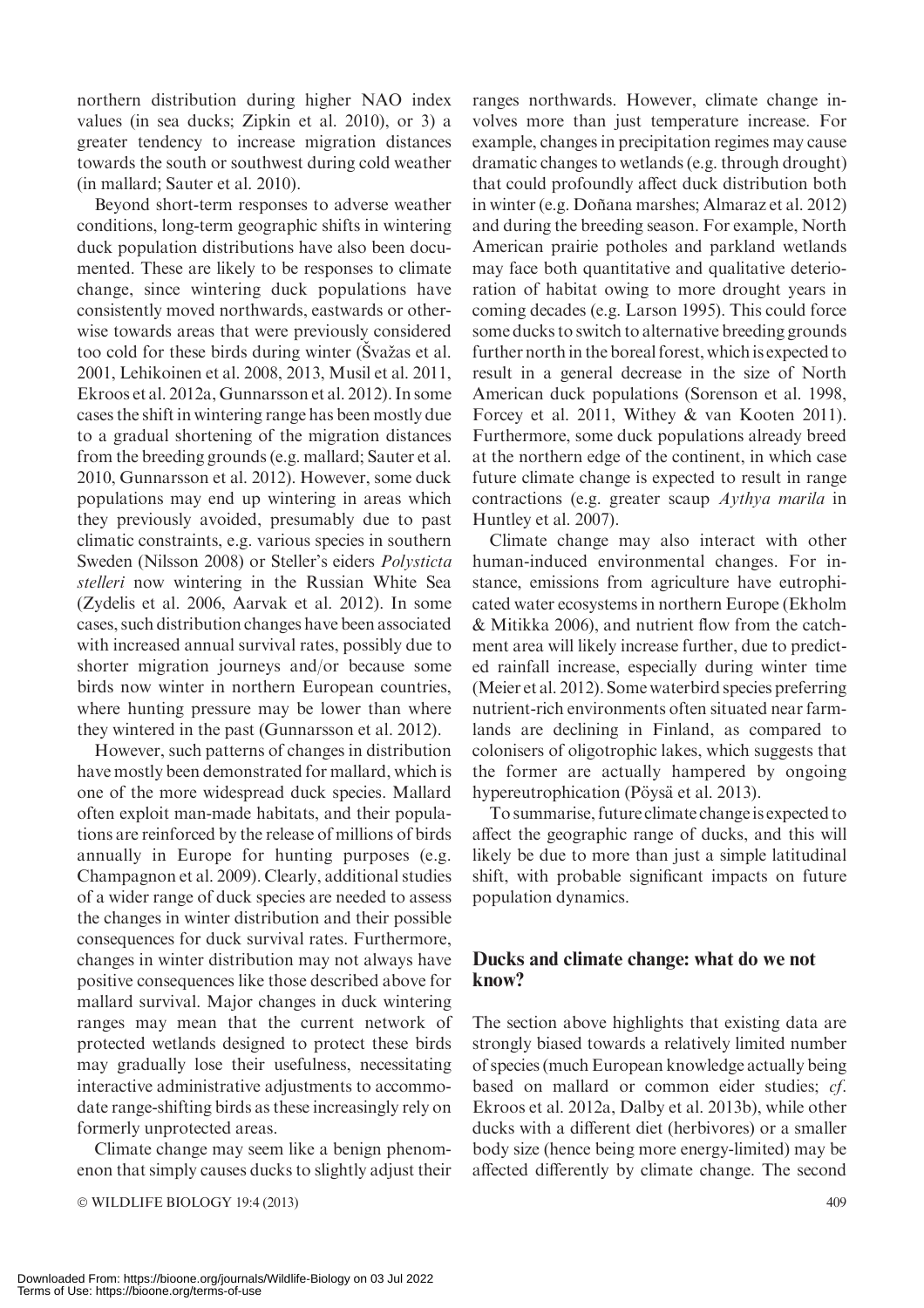northern distribution during higher NAO index values (in sea ducks; Zipkin et al. 2010), or 3) a greater tendency to increase migration distances towards the south or southwest during cold weather (in mallard; Sauter et al. 2010).

Beyond short-term responses to adverse weather conditions, long-term geographic shifts in wintering duck population distributions have also been documented. These are likely to be responses to climate change, since wintering duck populations have consistently moved northwards, eastwards or otherwise towards areas that were previously considered too cold for these birds during winter (Švažas et al. 2001, Lehikoinen et al. 2008, 2013, Musil et al. 2011, Ekroos et al. 2012a, Gunnarsson et al. 2012). In some cases the shift in wintering range has been mostly due to a gradual shortening of the migration distances from the breeding grounds (e.g. mallard; Sauter et al. 2010, Gunnarsson et al. 2012). However, some duck populations may end up wintering in areas which they previously avoided, presumably due to past climatic constraints, e.g. various species in southern Sweden (Nilsson 2008) or Steller's eiders *Polysticta stelleri* now wintering in the Russian White Sea (Zydelis et al. 2006, Aarvak et al. 2012). In some cases, such distribution changes have been associated with increased annual survival rates, possibly due to shorter migration journeys and/or because some birds now winter in northern European countries, where hunting pressure may be lower than where they wintered in the past (Gunnarsson et al. 2012).

However, such patterns of changes in distribution have mostly been demonstrated for mallard, which is one of the more widespread duck species. Mallard often exploit man-made habitats, and their populations are reinforced by the release of millions of birds annually in Europe for hunting purposes (e.g. Champagnon et al. 2009). Clearly, additional studies of a wider range of duck species are needed to assess the changes in winter distribution and their possible consequences for duck survival rates. Furthermore, changes in winter distribution may not always have positive consequences like those described above for mallard survival. Major changes in duck wintering ranges may mean that the current network of protected wetlands designed to protect these birds may gradually lose their usefulness, necessitating interactive administrative adjustments to accommodate range-shifting birds as these increasingly rely on formerly unprotected areas.

Climate change may seem like a benign phenomenon that simply causes ducks to slightly adjust their ranges northwards. However, climate change involves more than just temperature increase. For example, changes in precipitation regimes may cause dramatic changes to wetlands (e.g. through drought) that could profoundly affect duck distribution both in winter (e.g. Doñana marshes; Almaraz et al. 2012) and during the breeding season. For example, North American prairie potholes and parkland wetlands may face both quantitative and qualitative deterioration of habitat owing to more drought years in coming decades (e.g. Larson 1995). This could force some ducks to switch to alternative breeding grounds further north in the boreal forest, which is expected to result in a general decrease in the size of North American duck populations (Sorenson et al. 1998, Forcey et al. 2011, Withey & van Kooten 2011). Furthermore, some duck populations already breed at the northern edge of the continent, in which case future climate change is expected to result in range contractions (e.g. greater scaup *Aythya marila* in Huntley et al. 2007).

Climate change may also interact with other human-induced environmental changes. For instance, emissions from agriculture have eutrophicated water ecosystems in northern Europe (Ekholm & Mitikka 2006), and nutrient flow from the catchment area will likely increase further, due to predicted rainfall increase, especially during winter time (Meier et al. 2012). Some waterbird species preferring nutrient-rich environments often situated near farmlands are declining in Finland, as compared to colonisers of oligotrophic lakes, which suggests that the former are actually hampered by ongoing hypereutrophication (Pöysä et al. 2013).

To summarise, future climate change is expected to affect the geographic range of ducks, and this will likely be due to more than just a simple latitudinal shift, with probable significant impacts on future population dynamics.

## Ducks and climate change: what do we not know?

The section above highlights that existing data are strongly biased towards a relatively limited number of species (much European knowledge actually being based on mallard or common eider studies; *cf*. Ekroos et al. 2012a, Dalby et al. 2013b), while other ducks with a different diet (herbivores) or a smaller body size (hence being more energy-limited) may be affected differently by climate change. The second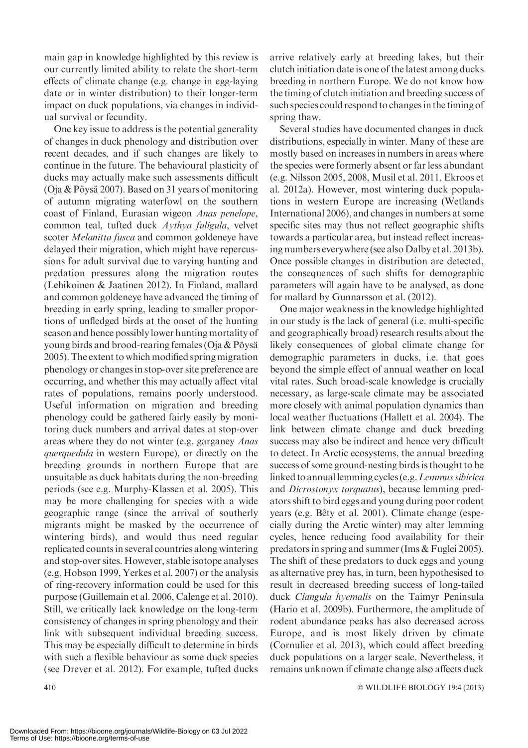main gap in knowledge highlighted by this review is our currently limited ability to relate the short-term effects of climate change (e.g. change in egg-laying date or in winter distribution) to their longer-term impact on duck populations, via changes in individual survival or fecundity.

One key issue to address is the potential generality of changes in duck phenology and distribution over recent decades, and if such changes are likely to continue in the future. The behavioural plasticity of ducks may actually make such assessments difficult (Oja & Pöysä 2007). Based on 31 years of monitoring of autumn migrating waterfowl on the southern coast of Finland, Eurasian wigeon *Anas penelope*, common teal, tufted duck *Aythya fuligula*, velvet scoter *Melanitta fusca* and common goldeneye have delayed their migration, which might have repercussions for adult survival due to varying hunting and predation pressures along the migration routes (Lehikoinen & Jaatinen 2012). In Finland, mallard and common goldeneye have advanced the timing of breeding in early spring, leading to smaller proportions of unfledged birds at the onset of the hunting season and hence possibly lower hunting mortality of young birds and brood-rearing females (Oja & Pöysä 2005). The extent to which modified spring migration phenology or changes in stop-over site preference are occurring, and whether this may actually affect vital rates of populations, remains poorly understood. Useful information on migration and breeding phenology could be gathered fairly easily by monitoring duck numbers and arrival dates at stop-over areas where they do not winter (e.g. garganey *Anas querquedula* in western Europe), or directly on the breeding grounds in northern Europe that are unsuitable as duck habitats during the non-breeding periods (see e.g. Murphy-Klassen et al. 2005). This may be more challenging for species with a wide geographic range (since the arrival of southerly migrants might be masked by the occurrence of wintering birds), and would thus need regular replicated counts in several countries along wintering and stop-over sites. However, stable isotope analyses (e.g. Hobson 1999, Yerkes et al. 2007) or the analysis of ring-recovery information could be used for this purpose (Guillemain et al. 2006, Calenge et al. 2010). Still, we critically lack knowledge on the long-term consistency of changes in spring phenology and their link with subsequent individual breeding success. This may be especially difficult to determine in birds with such a flexible behaviour as some duck species (see Drever et al. 2012). For example, tufted ducks arrive relatively early at breeding lakes, but their clutch initiation date is one of the latest among ducks breeding in northern Europe. We do not know how the timing of clutch initiation and breeding success of such species could respond to changes in the timing of spring thaw.

Several studies have documented changes in duck distributions, especially in winter. Many of these are mostly based on increases in numbers in areas where the species were formerly absent or far less abundant (e.g. Nilsson 2005, 2008, Musil et al. 2011, Ekroos et al. 2012a). However, most wintering duck populations in western Europe are increasing (Wetlands International 2006), and changes in numbers at some specific sites may thus not reflect geographic shifts towards a particular area, but instead reflect increasing numbers everywhere (see also Dalby et al. 2013b). Once possible changes in distribution are detected, the consequences of such shifts for demographic parameters will again have to be analysed, as done for mallard by Gunnarsson et al. (2012).

One major weakness in the knowledge highlighted in our study is the lack of general (i.e. multi-specific and geographically broad) research results about the likely consequences of global climate change for demographic parameters in ducks, i.e. that goes beyond the simple effect of annual weather on local vital rates. Such broad-scale knowledge is crucially necessary, as large-scale climate may be associated more closely with animal population dynamics than local weather fluctuations (Hallett et al. 2004). The link between climate change and duck breeding success may also be indirect and hence very difficult to detect. In Arctic ecosystems, the annual breeding success of some ground-nesting birds is thought to be linked to annual lemming cycles (e.g. *Lemmus sibirica* and *Dicrostonyx torquatus*), because lemming predators shift to bird eggs and young during poor rodent years (e.g. Bêty et al. 2001). Climate change (especially during the Arctic winter) may alter lemming cycles, hence reducing food availability for their predators in spring and summer (Ims & Fuglei 2005). The shift of these predators to duck eggs and young as alternative prey has, in turn, been hypothesised to result in decreased breeding success of long-tailed duck *Clangula hyemalis* on the Taimyr Peninsula (Hario et al. 2009b). Furthermore, the amplitude of rodent abundance peaks has also decreased across Europe, and is most likely driven by climate (Cornulier et al. 2013), which could affect breeding duck populations on a larger scale. Nevertheless, it remains unknown if climate change also affects duck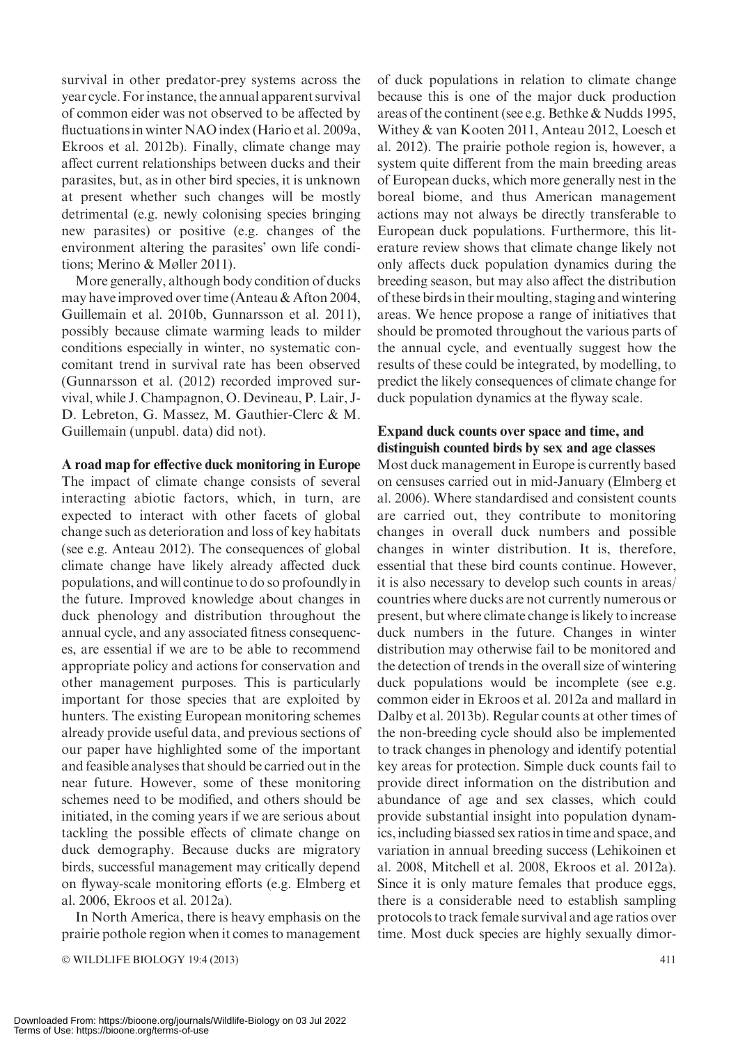survival in other predator-prey systems across the year cycle. For instance, the annual apparent survival of common eider was not observed to be affected by fluctuations in winter NAO index (Hario et al. 2009a, Ekroos et al. 2012b). Finally, climate change may affect current relationships between ducks and their parasites, but, as in other bird species, it is unknown at present whether such changes will be mostly detrimental (e.g. newly colonising species bringing new parasites) or positive (e.g. changes of the environment altering the parasites' own life conditions; Merino & Møller 2011).

More generally, although body condition of ducks may have improved over time (Anteau & Afton 2004, Guillemain et al. 2010b, Gunnarsson et al. 2011), possibly because climate warming leads to milder conditions especially in winter, no systematic concomitant trend in survival rate has been observed (Gunnarsson et al. (2012) recorded improved survival, while J. Champagnon, O. Devineau, P. Lair, J-D. Lebreton, G. Massez, M. Gauthier-Clerc & M. Guillemain (unpubl. data) did not).

## A road map for effective duck monitoring in Europe

The impact of climate change consists of several interacting abiotic factors, which, in turn, are expected to interact with other facets of global change such as deterioration and loss of key habitats (see e.g. Anteau 2012). The consequences of global climate change have likely already affected duck populations, and will continue to do so profoundly in the future. Improved knowledge about changes in duck phenology and distribution throughout the annual cycle, and any associated fitness consequences, are essential if we are to be able to recommend appropriate policy and actions for conservation and other management purposes. This is particularly important for those species that are exploited by hunters. The existing European monitoring schemes already provide useful data, and previous sections of our paper have highlighted some of the important and feasible analyses that should be carried out in the near future. However, some of these monitoring schemes need to be modified, and others should be initiated, in the coming years if we are serious about tackling the possible effects of climate change on duck demography. Because ducks are migratory birds, successful management may critically depend on flyway-scale monitoring efforts (e.g. Elmberg et al. 2006, Ekroos et al. 2012a).

In North America, there is heavy emphasis on the prairie pothole region when it comes to management of duck populations in relation to climate change because this is one of the major duck production areas of the continent (see e.g. Bethke & Nudds 1995, Withey & van Kooten 2011, Anteau 2012, Loesch et al. 2012). The prairie pothole region is, however, a system quite different from the main breeding areas of European ducks, which more generally nest in the boreal biome, and thus American management actions may not always be directly transferable to European duck populations. Furthermore, this literature review shows that climate change likely not only affects duck population dynamics during the breeding season, but may also affect the distribution of these birds in their moulting, staging and wintering areas. We hence propose a range of initiatives that should be promoted throughout the various parts of the annual cycle, and eventually suggest how the results of these could be integrated, by modelling, to predict the likely consequences of climate change for duck population dynamics at the flyway scale.

### Expand duck counts over space and time, and distinguish counted birds by sex and age classes

Most duck management in Europe is currently based on censuses carried out in mid-January (Elmberg et al. 2006). Where standardised and consistent counts are carried out, they contribute to monitoring changes in overall duck numbers and possible changes in winter distribution. It is, therefore, essential that these bird counts continue. However, it is also necessary to develop such counts in areas/countries where ducks are not currently numerous or present, but where climate change is likely to increase duck numbers in the future. Changes in winter distribution may otherwise fail to be monitored and the detection of trends in the overall size of wintering duck populations would be incomplete (see e.g. common eider in Ekroos et al. 2012a and mallard in Dalby et al. 2013b). Regular counts at other times of the non-breeding cycle should also be implemented to track changes in phenology and identify potential key areas for protection. Simple duck counts fail to provide direct information on the distribution and abundance of age and sex classes, which could provide substantial insight into population dynamics, including biassed sex ratios in time and space, and variation in annual breeding success (Lehikoinen et al. 2008, Mitchell et al. 2008, Ekroos et al. 2012a). Since it is only mature females that produce eggs, there is a considerable need to establish sampling protocols to track female survival and age ratios over time. Most duck species are highly sexually dimor-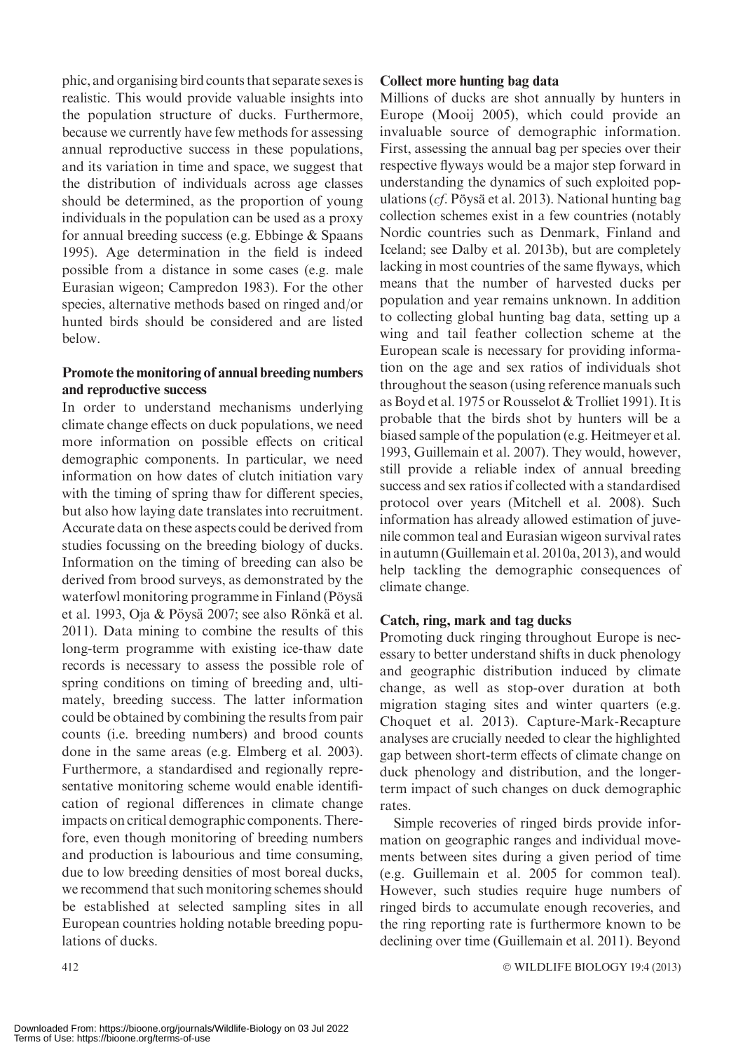phic, and organising bird counts that separate sexes is realistic. This would provide valuable insights into the population structure of ducks. Furthermore, because we currently have few methods for assessing annual reproductive success in these populations, and its variation in time and space, we suggest that the distribution of individuals across age classes should be determined, as the proportion of young individuals in the population can be used as a proxy for annual breeding success (e.g. Ebbinge & Spaans 1995). Age determination in the field is indeed possible from a distance in some cases (e.g. male Eurasian wigeon; Campredon 1983). For the other species, alternative methods based on ringed and/or hunted birds should be considered and are listed below.

### Promote the monitoring of annual breeding numbers and reproductive success

In order to understand mechanisms underlying climate change effects on duck populations, we need more information on possible effects on critical demographic components. In particular, we need information on how dates of clutch initiation vary with the timing of spring thaw for different species, but also how laying date translates into recruitment. Accurate data on these aspects could be derived from studies focussing on the breeding biology of ducks. Information on the timing of breeding can also be derived from brood surveys, as demonstrated by the waterfowl monitoring programme in Finland (Pöysä et al. 1993, Oja & Pöysä 2007; see also Rönkä et al. 2011). Data mining to combine the results of this long-term programme with existing ice-thaw date records is necessary to assess the possible role of spring conditions on timing of breeding and, ultimately, breeding success. The latter information could be obtained by combining the results from pair counts (i.e. breeding numbers) and brood counts done in the same areas (e.g. Elmberg et al. 2003). Furthermore, a standardised and regionally representative monitoring scheme would enable identification of regional differences in climate change impacts on critical demographic components. Therefore, even though monitoring of breeding numbers and production is labourious and time consuming, due to low breeding densities of most boreal ducks, we recommend that such monitoring schemes should be established at selected sampling sites in all European countries holding notable breeding populations of ducks.

### Collect more hunting bag data

Millions of ducks are shot annually by hunters in Europe (Mooij 2005), which could provide an invaluable source of demographic information. First, assessing the annual bag per species over their respective flyways would be a major step forward in understanding the dynamics of such exploited populations (*cf*. Pöysä et al. 2013). National hunting bag collection schemes exist in a few countries (notably Nordic countries such as Denmark, Finland and Iceland; see Dalby et al. 2013b), but are completely lacking in most countries of the same flyways, which means that the number of harvested ducks per population and year remains unknown. In addition to collecting global hunting bag data, setting up a wing and tail feather collection scheme at the European scale is necessary for providing information on the age and sex ratios of individuals shot throughout the season (using reference manuals such as Boyd et al. 1975 or Rousselot & Trolliet 1991). It is probable that the birds shot by hunters will be a biased sample of the population (e.g. Heitmeyer et al. 1993, Guillemain et al. 2007). They would, however, still provide a reliable index of annual breeding success and sex ratios if collected with a standardised protocol over years (Mitchell et al. 2008). Such information has already allowed estimation of juvenile common teal and Eurasian wigeon survival rates in autumn (Guillemain et al. 2010a, 2013), and would help tackling the demographic consequences of climate change.

### Catch, ring, mark and tag ducks

Promoting duck ringing throughout Europe is necessary to better understand shifts in duck phenology and geographic distribution induced by climate change, as well as stop-over duration at both migration staging sites and winter quarters (e.g. Choquet et al. 2013). Capture-Mark-Recapture analyses are crucially needed to clear the highlighted gap between short-term effects of climate change on duck phenology and distribution, and the longer-term impact of such changes on duck demographic rates.

Simple recoveries of ringed birds provide information on geographic ranges and individual movements between sites during a given period of time (e.g. Guillemain et al. 2005 for common teal). However, such studies require huge numbers of ringed birds to accumulate enough recoveries, and the ring reporting rate is furthermore known to be declining over time (Guillemain et al. 2011). Beyond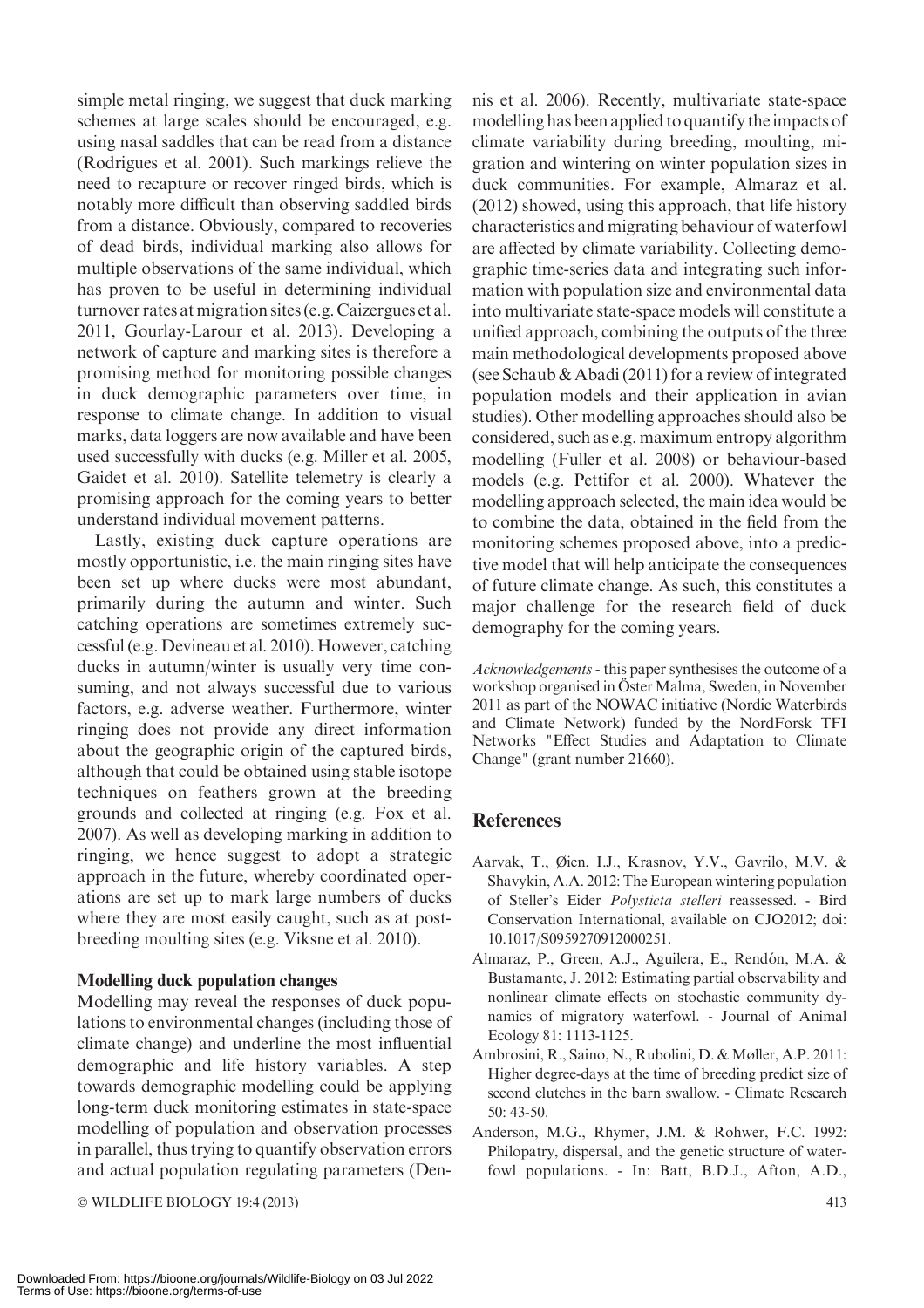simple metal ringing, we suggest that duck marking schemes at large scales should be encouraged, e.g. using nasal saddles that can be read from a distance (Rodrigues et al. 2001). Such markings relieve the need to recapture or recover ringed birds, which is notably more difficult than observing saddled birds from a distance. Obviously, compared to recoveries of dead birds, individual marking also allows for multiple observations of the same individual, which has proven to be useful in determining individual turnover rates at migration sites (e.g. Caizergues et al. 2011, Gourlay-Larour et al. 2013). Developing a network of capture and marking sites is therefore a promising method for monitoring possible changes in duck demographic parameters over time, in response to climate change. In addition to visual marks, data loggers are now available and have been used successfully with ducks (e.g. Miller et al. 2005, Gaidet et al. 2010). Satellite telemetry is clearly a promising approach for the coming years to better understand individual movement patterns.

Lastly, existing duck capture operations are mostly opportunistic, i.e. the main ringing sites have been set up where ducks were most abundant, primarily during the autumn and winter. Such catching operations are sometimes extremely successful (e.g. Devineau et al. 2010). However, catching ducks in autumn/winter is usually very time consuming, and not always successful due to various factors, e.g. adverse weather. Furthermore, winter ringing does not provide any direct information about the geographic origin of the captured birds, although that could be obtained using stable isotope techniques on feathers grown at the breeding grounds and collected at ringing (e.g. Fox et al. 2007). As well as developing marking in addition to ringing, we hence suggest to adopt a strategic approach in the future, whereby coordinated operations are set up to mark large numbers of ducks where they are most easily caught, such as at post-breeding moulting sites (e.g. Viksne et al. 2010).

### Modelling duck population changes

Modelling may reveal the responses of duck populations to environmental changes (including those of climate change) and underline the most influential demographic and life history variables. A step towards demographic modelling could be applying long-term duck monitoring estimates in state-space modelling of population and observation processes in parallel, thus trying to quantify observation errors and actual population regulating parameters (Dennis et al. 2006). Recently, multivariate state-space modelling has been applied to quantify the impacts of climate variability during breeding, moulting, migration and wintering on winter population sizes in duck communities. For example, Almaraz et al. (2012) showed, using this approach, that life history characteristics and migrating behaviour of waterfowl are affected by climate variability. Collecting demographic time-series data and integrating such information with population size and environmental data into multivariate state-space models will constitute a unified approach, combining the outputs of the three main methodological developments proposed above (see Schaub & Abadi (2011) for a review of integrated population models and their application in avian studies). Other modelling approaches should also be considered, such as e.g. maximum entropy algorithm modelling (Fuller et al. 2008) or behaviour-based models (e.g. Pettifor et al. 2000). Whatever the modelling approach selected, the main idea would be to combine the data, obtained in the field from the monitoring schemes proposed above, into a predictive model that will help anticipate the consequences of future climate change. As such, this constitutes a major challenge for the research field of duck demography for the coming years.

*Acknowledgements* - this paper synthesises the outcome of a workshop organised in Öster Malma, Sweden, in November 2011 as part of the NOWAC initiative (Nordic Waterbirds and Climate Network) funded by the NordForsk TFI Networks "Effect Studies and Adaptation to Climate Change" (grant number 21660).

## References

Aarvak, T., Øien, I.J., Krasnov, Y.V., Gavrilo, M.V. & Shavykin, A.A. 2012: The European wintering population of Steller's Eider *Polysticta stelleri* reassessed. - Bird Conservation International, available on CJO2012; doi: 10.1017/S0959270912000251.

Almaraz, P., Green, A.J., Aguilera, E., Rendón, M.A. & Bustamante, J. 2012: Estimating partial observability and nonlinear climate effects on stochastic community dynamics of migratory waterfowl. - Journal of Animal Ecology 81: 1113-1125.

Ambrosini, R., Saino, N., Rubolini, D. & Møller, A.P. 2011: Higher degree-days at the time of breeding predict size of second clutches in the barn swallow. - Climate Research 50: 43-50.

Anderson, M.G., Rhymer, J.M. & Rohwer, F.C. 1992: Philopatry, dispersal, and the genetic structure of waterfowl populations. - In: Batt, B.D.J., Afton, A.D.,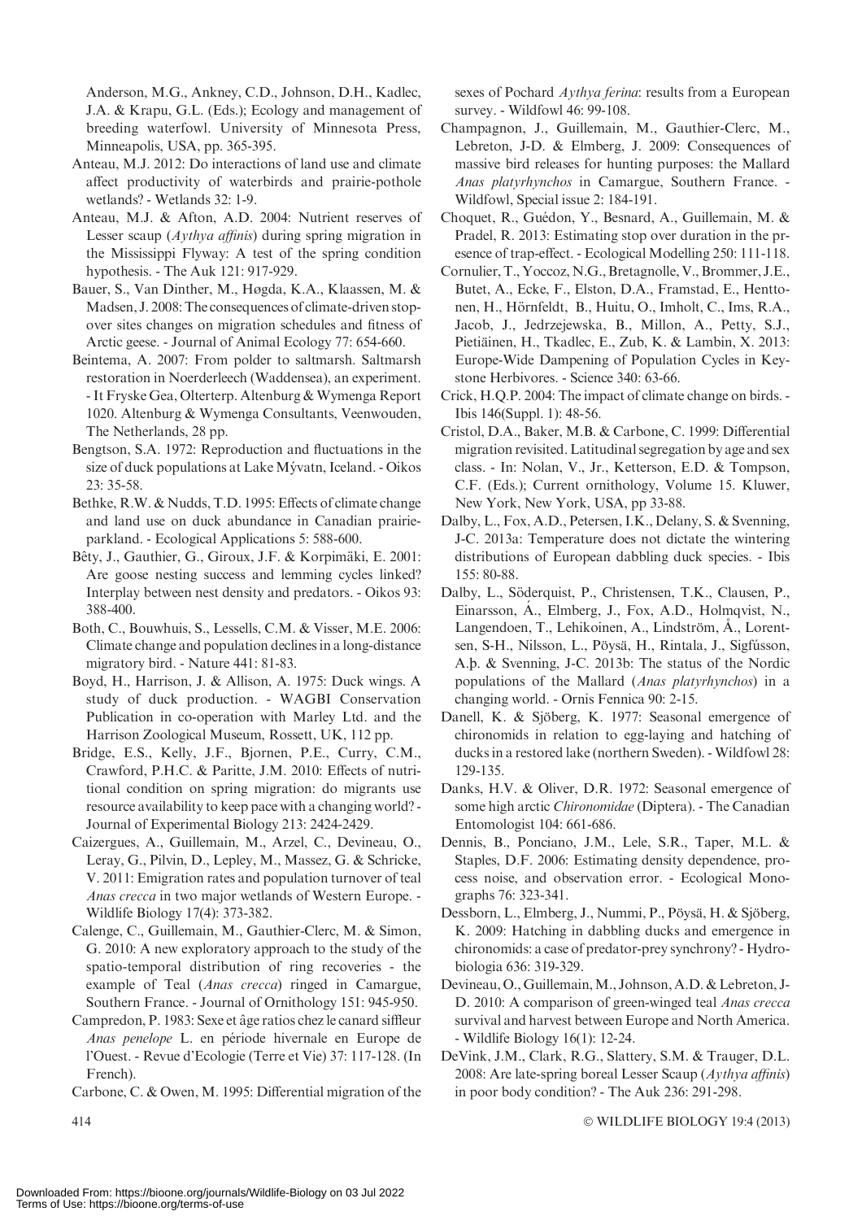Anderson, M.G., Ankney, C.D., Johnson, D.H., Kadlec, J.A. & Krapu, G.L. (Eds.); Ecology and management of breeding waterfowl. University of Minnesota Press, Minneapolis, USA, pp. 365-395.

Anteau, M.J. 2012: Do interactions of land use and climate affect productivity of waterbirds and prairie-pothole wetlands? - Wetlands 32: 1-9.

Anteau, M.J. & Afton, A.D. 2004: Nutrient reserves of Lesser scaup (*Aythya affinis*) during spring migration in the Mississippi Flyway: A test of the spring condition hypothesis. - The Auk 121: 917-929.

Bauer, S., Van Dinther, M., Høgda, K.A., Klaassen, M. & Madsen, J. 2008: The consequences of climate-driven stopover sites changes on migration schedules and fitness of Arctic geese. - Journal of Animal Ecology 77: 654-660.

Beintema, A. 2007: From polder to saltmarsh. Saltmarsh restoration in Noerderleech (Waddensea), an experiment. - It Fryske Gea, Olterterp. Altenburg & Wymenga Report 1020. Altenburg & Wymenga Consultants, Veenwouden, The Netherlands, 28 pp.

Bengtson, S.A. 1972: Reproduction and fluctuations in the size of duck populations at Lake Mývatn, Iceland. - Oikos 23: 35-58.

Bethke, R.W. & Nudds, T.D. 1995: Effects of climate change and land use on duck abundance in Canadian prairie-parkland. - Ecological Applications 5: 588-600.

Bêty, J., Gauthier, G., Giroux, J.F. & Korpimäki, E. 2001: Are goose nesting success and lemming cycles linked? Interplay between nest density and predators. - Oikos 93: 388-400.

Both, C., Bouwhuis, S., Lessells, C.M. & Visser, M.E. 2006: Climate change and population declines in a long-distance migratory bird. - Nature 441: 81-83.

Boyd, H., Harrison, J. & Allison, A. 1975: Duck wings. A study of duck production. - WAGBI Conservation Publication in co-operation with Marley Ltd. and the Harrison Zoological Museum, Rossett, UK, 112 pp.

Bridge, E.S., Kelly, J.F., Bjornen, P.E., Curry, C.M., Crawford, P.H.C. & Paritte, J.M. 2010: Effects of nutritional condition on spring migration: do migrants use resource availability to keep pace with a changing world? - Journal of Experimental Biology 213: 2424-2429.

Caizergues, A., Guillemain, M., Arzel, C., Devineau, O., Leray, G., Pilvin, D., Lepley, M., Massez, G. & Schricke, V. 2011: Emigration rates and population turnover of teal *Anas crecca* in two major wetlands of Western Europe. - Wildlife Biology 17(4): 373-382.

Calenge, C., Guillemain, M., Gauthier-Clerc, M. & Simon, G. 2010: A new exploratory approach to the study of the spatio-temporal distribution of ring recoveries - the example of Teal (*Anas crecca*) ringed in Camargue, Southern France. - Journal of Ornithology 151: 945-950.

Campredon, P. 1983: Sexe et âge ratios chez le canard siffleur *Anas penelope* L. en période hivernale en Europe de l'Ouest. - Revue d'Ecologie (Terre et Vie) 37: 117-128. (In French).

Carbone, C. & Owen, M. 1995: Differential migration of the sexes of Pochard *Aythya ferina*: results from a European survey. - Wildfowl 46: 99-108.

Champagnon, J., Guillemain, M., Gauthier-Clerc, M., Lebreton, J-D. & Elmberg, J. 2009: Consequences of massive bird releases for hunting purposes: the Mallard *Anas platyrhynchos* in Camargue, Southern France. - Wildfowl, Special issue 2: 184-191.

Choquet, R., Guédon, Y., Besnard, A., Guillemain, M. & Pradel, R. 2013: Estimating stop over duration in the presence of trap-effect. - Ecological Modelling 250: 111-118.

Cornulier, T., Yoccoz, N.G., Bretagnolle, V., Brommer, J.E., Butet, A., Ecke, F., Elston, D.A., Framstad, E., Henttonen, H., Hörnfeldt, B., Huitu, O., Imholt, C., Ims, R.A., Jacob, J., Jedrzejewska, B., Millon, A., Petty, S.J., Pietiäinen, H., Tkadlec, E., Zub, K. & Lambin, X. 2013: Europe-Wide Dampening of Population Cycles in Keystone Herbivores. - Science 340: 63-66.

Crick, H.Q.P. 2004: The impact of climate change on birds. - Ibis 146(Suppl. 1): 48-56.

Cristol, D.A., Baker, M.B. & Carbone, C. 1999: Differential migration revisited. Latitudinal segregation by age and sex class. - In: Nolan, V., Jr., Ketterson, E.D. & Tompson, C.F. (Eds.); Current ornithology, Volume 15. Kluwer, New York, New York, USA, pp 33-88.

Dalby, L., Fox, A.D., Petersen, I.K., Delany, S. & Svenning, J-C. 2013a: Temperature does not dictate the wintering distributions of European dabbling duck species. - Ibis 155: 80-88.

Dalby, L., Söderquist, P., Christensen, T.K., Clausen, P., Einarsson, Á., Elmberg, J., Fox, A.D., Holmqvist, N., Langendoen, T., Lehikoinen, A., Lindström, Å., Lorentsen, S-H., Nilsson, L., Pöysä, H., Rintala, J., Sigfússon, A.þ. & Svenning, J-C. 2013b: The status of the Nordic populations of the Mallard (*Anas platyrhynchos*) in a changing world. - Ornis Fennica 90: 2-15.

Danell, K. & Sjöberg, K. 1977: Seasonal emergence of chironomids in relation to egg-laying and hatching of ducks in a restored lake (northern Sweden). - Wildfowl 28: 129-135.

Danks, H.V. & Oliver, D.R. 1972: Seasonal emergence of some high arctic *Chironomidae* (Diptera). - The Canadian Entomologist 104: 661-686.

Dennis, B., Ponciano, J.M., Lele, S.R., Taper, M.L. & Staples, D.F. 2006: Estimating density dependence, process noise, and observation error. - Ecological Monographs 76: 323-341.

Dessborn, L., Elmberg, J., Nummi, P., Pöysä, H. & Sjöberg, K. 2009: Hatching in dabbling ducks and emergence in chironomids: a case of predator-prey synchrony? - Hydrobiologia 636: 319-329.

Devineau, O., Guillemain, M., Johnson, A.D. & Lebreton, J-D. 2010: A comparison of green-winged teal *Anas crecca* survival and harvest between Europe and North America. - Wildlife Biology 16(1): 12-24.

DeVink, J.M., Clark, R.G., Slattery, S.M. & Trauger, D.L. 2008: Are late-spring boreal Lesser Scaup (*Aythya affinis*) in poor body condition? - The Auk 236: 291-298.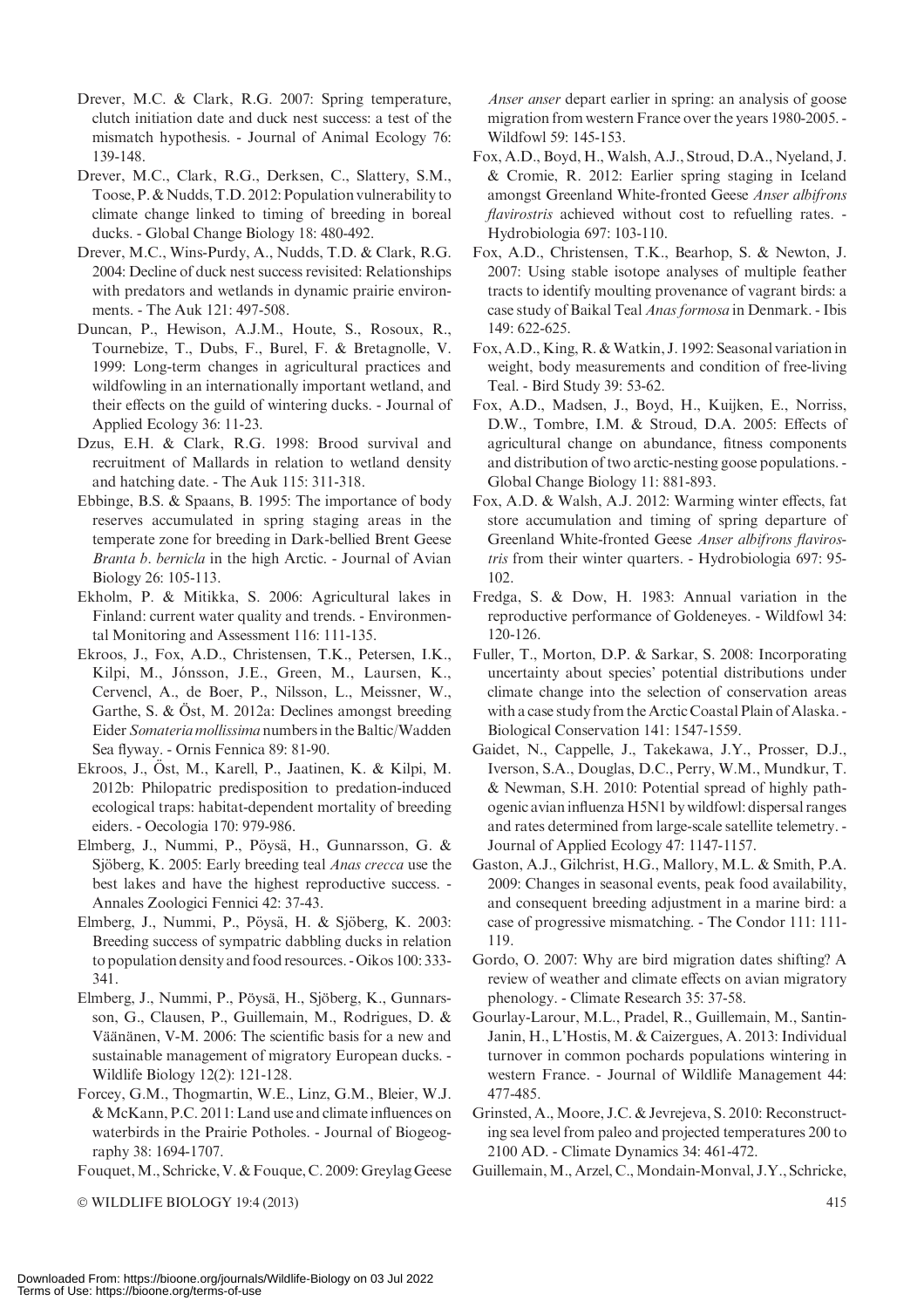Drever, M.C. & Clark, R.G. 2007: Spring temperature, clutch initiation date and duck nest success: a test of the mismatch hypothesis. - Journal of Animal Ecology 76: 139-148.

Drever, M.C., Clark, R.G., Derksen, C., Slattery, S.M., Toose, P. & Nudds, T.D. 2012: Population vulnerability to climate change linked to timing of breeding in boreal ducks. - Global Change Biology 18: 480-492.

Drever, M.C., Wins-Purdy, A., Nudds, T.D. & Clark, R.G. 2004: Decline of duck nest success revisited: Relationships with predators and wetlands in dynamic prairie environments. - The Auk 121: 497-508.

Duncan, P., Hewison, A.J.M., Houte, S., Rosoux, R., Tournebize, T., Dubs, F., Burel, F. & Bretagnolle, V. 1999: Long-term changes in agricultural practices and wildfowling in an internationally important wetland, and their effects on the guild of wintering ducks. - Journal of Applied Ecology 36: 11-23.

Dzus, E.H. & Clark, R.G. 1998: Brood survival and recruitment of Mallards in relation to wetland density and hatching date. - The Auk 115: 311-318.

Ebbinge, B.S. & Spaans, B. 1995: The importance of body reserves accumulated in spring staging areas in the temperate zone for breeding in Dark-bellied Brent Geese *Branta b. bernicla* in the high Arctic. - Journal of Avian Biology 26: 105-113.

Ekholm, P. & Mitikka, S. 2006: Agricultural lakes in Finland: current water quality and trends. - Environmental Monitoring and Assessment 116: 111-135.

Ekroos, J., Fox, A.D., Christensen, T.K., Petersen, I.K., Kilpi, M., Jónsson, J.E., Green, M., Laursen, K., Cervencl, A., de Boer, P., Nilsson, L., Meissner, W., Garthe, S. & Öst, M. 2012a: Declines amongst breeding Eider *Somateria mollissima* numbers in the Baltic/Wadden Sea flyway. - Ornis Fennica 89: 81-90.

Ekroos, J., Öst, M., Karell, P., Jaatinen, K. & Kilpi, M. 2012b: Philopatric predisposition to predation-induced ecological traps: habitat-dependent mortality of breeding eiders. - Oecologia 170: 979-986.

Elmberg, J., Nummi, P., Pöysä, H., Gunnarsson, G. & Sjöberg, K. 2005: Early breeding teal *Anas crecca* use the best lakes and have the highest reproductive success. - Annales Zoologici Fennici 42: 37-43.

Elmberg, J., Nummi, P., Pöysä, H. & Sjöberg, K. 2003: Breeding success of sympatric dabbling ducks in relation to population density and food resources. - Oikos 100: 333-341.

Elmberg, J., Nummi, P., Pöysä, H., Sjöberg, K., Gunnarsson, G., Clausen, P., Guillemain, M., Rodrigues, D. & Väänänen, V-M. 2006: The scientific basis for a new and sustainable management of migratory European ducks. - Wildlife Biology 12(2): 121-128.

Forcey, G.M., Thogmartin, W.E., Linz, G.M., Bleier, W.J. & McKann, P.C. 2011: Land use and climate influences on waterbirds in the Prairie Potholes. - Journal of Biogeography 38: 1694-1707.

Fouquet, M., Schricke, V. & Fouque, C. 2009: Greylag Geese *Anser anser* depart earlier in spring: an analysis of goose migration from western France over the years 1980-2005. - Wildfowl 59: 145-153.

Fox, A.D., Boyd, H., Walsh, A.J., Stroud, D.A., Nyeland, J. & Cromie, R. 2012: Earlier spring staging in Iceland amongst Greenland White-fronted Geese *Anser albifrons flavirostris* achieved without cost to refuelling rates. - Hydrobiologia 697: 103-110.

Fox, A.D., Christensen, T.K., Bearhop, S. & Newton, J. 2007: Using stable isotope analyses of multiple feather tracts to identify moulting provenance of vagrant birds: a case study of Baikal Teal *Anas formosa* in Denmark. - Ibis 149: 622-625.

Fox, A.D., King, R. & Watkin, J. 1992: Seasonal variation in weight, body measurements and condition of free-living Teal. - Bird Study 39: 53-62.

Fox, A.D., Madsen, J., Boyd, H., Kuijken, E., Norriss, D.W., Tombre, I.M. & Stroud, D.A. 2005: Effects of agricultural change on abundance, fitness components and distribution of two arctic-nesting goose populations. - Global Change Biology 11: 881-893.

Fox, A.D. & Walsh, A.J. 2012: Warming winter effects, fat store accumulation and timing of spring departure of Greenland White-fronted Geese *Anser albifrons flavirostris* from their winter quarters. - Hydrobiologia 697: 95-102.

Fredga, S. & Dow, H. 1983: Annual variation in the reproductive performance of Goldeneyes. - Wildfowl 34: 120-126.

Fuller, T., Morton, D.P. & Sarkar, S. 2008: Incorporating uncertainty about species' potential distributions under climate change into the selection of conservation areas with a case study from the Arctic Coastal Plain of Alaska. - Biological Conservation 141: 1547-1559.

Gaidet, N., Cappelle, J., Takekawa, J.Y., Prosser, D.J., Iverson, S.A., Douglas, D.C., Perry, W.M., Mundkur, T. & Newman, S.H. 2010: Potential spread of highly pathogenic avian influenza H5N1 by wildfowl: dispersal ranges and rates determined from large-scale satellite telemetry. - Journal of Applied Ecology 47: 1147-1157.

Gaston, A.J., Gilchrist, H.G., Mallory, M.L. & Smith, P.A. 2009: Changes in seasonal events, peak food availability, and consequent breeding adjustment in a marine bird: a case of progressive mismatching. - The Condor 111: 111-119.

Gordo, O. 2007: Why are bird migration dates shifting? A review of weather and climate effects on avian migratory phenology. - Climate Research 35: 37-58.

Gourlay-Larour, M.L., Pradel, R., Guillemain, M., Santin-Janin, H., L'Hostis, M. & Caizergues, A. 2013: Individual turnover in common pochards populations wintering in western France. - Journal of Wildlife Management 44: 477-485.

Grinsted, A., Moore, J.C. & Jevrejeva, S. 2010: Reconstructing sea level from paleo and projected temperatures 200 to 2100 AD. - Climate Dynamics 34: 461-472.

Guillemain, M., Arzel, C., Mondain-Monval, J.Y., Schricke,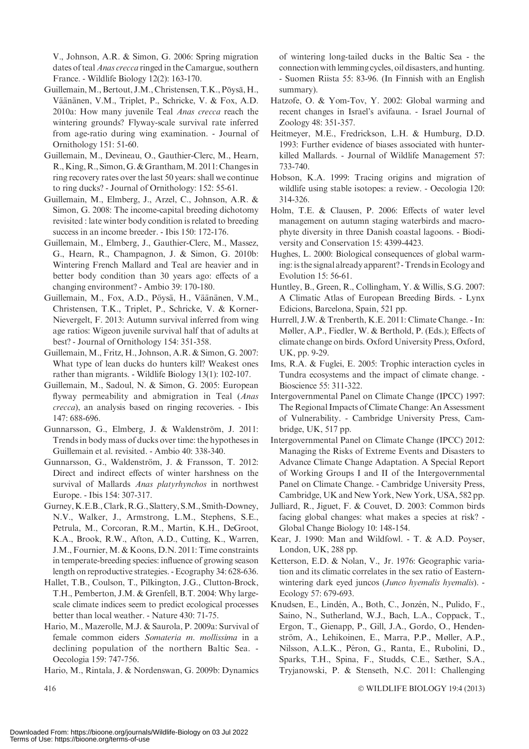V., Johnson, A.R. & Simon, G. 2006: Spring migration dates of teal *Anas crecca* ringed in the Camargue, southern France. - Wildlife Biology 12(2): 163-170.

Guillemain, M., Bertout, J.M., Christensen, T.K., Pöysä, H., Väänänen, V.M., Triplet, P., Schricke, V. & Fox, A.D. 2010a: How many juvenile Teal *Anas crecca* reach the wintering grounds? Flyway-scale survival rate inferred from age-ratio during wing examination. - Journal of Ornithology 151: 51-60.

Guillemain, M., Devineau, O., Gauthier-Clerc, M., Hearn, R., King, R., Simon, G. & Grantham, M. 2011: Changes in ring recovery rates over the last 50 years: shall we continue to ring ducks? - Journal of Ornithology: 152: 55-61.

Guillemain, M., Elmberg, J., Arzel, C., Johnson, A.R. & Simon, G. 2008: The income-capital breeding dichotomy revisited : late winter body condition is related to breeding success in an income breeder. - Ibis 150: 172-176.

Guillemain, M., Elmberg, J., Gauthier-Clerc, M., Massez, G., Hearn, R., Champagnon, J. & Simon, G. 2010b: Wintering French Mallard and Teal are heavier and in better body condition than 30 years ago: effects of a changing environment? - Ambio 39: 170-180.

Guillemain, M., Fox, A.D., Pöysä, H., Väänänen, V.M., Christensen, T.K., Triplet, P., Schricke, V. & Korner-Nievergelt, F. 2013: Autumn survival inferred from wing age ratios: Wigeon juvenile survival half that of adults at best? - Journal of Ornithology 154: 351-358.

Guillemain, M., Fritz, H., Johnson, A.R. & Simon, G. 2007: What type of lean ducks do hunters kill? Weakest ones rather than migrants. - Wildlife Biology 13(1): 102-107.

Guillemain, M., Sadoul, N. & Simon, G. 2005: European flyway permeability and abmigration in Teal (*Anas crecca*), an analysis based on ringing recoveries. - Ibis 147: 688-696.

Gunnarsson, G., Elmberg, J. & Waldenström, J. 2011: Trends in body mass of ducks over time: the hypotheses in Guillemain et al. revisited. - Ambio 40: 338-340.

Gunnarsson, G., Waldenström, J. & Fransson, T. 2012: Direct and indirect effects of winter harshness on the survival of Mallards *Anas platyrhynchos* in northwest Europe. - Ibis 154: 307-317.

Gurney, K.E.B., Clark, R.G., Slattery, S.M., Smith-Downey, N.V., Walker, J., Armstrong, L.M., Stephens, S.E., Petrula, M., Corcoran, R.M., Martin, K.H., DeGroot, K.A., Brook, R.W., Afton, A.D., Cutting, K., Warren, J.M., Fournier, M. & Koons, D.N. 2011: Time constraints in temperate-breeding species: influence of growing season length on reproductive strategies. - Ecography 34: 628-636.

Hallet, T.B., Coulson, T., Pilkington, J.G., Clutton-Brock, T.H., Pemberton, J.M. & Grenfell, B.T. 2004: Why large-scale climate indices seem to predict ecological processes better than local weather. - Nature 430: 71-75.

Hario, M., Mazerolle, M.J. & Saurola, P. 2009a: Survival of female common eiders *Somateria m. mollissima* in a declining population of the northern Baltic Sea. - Oecologia 159: 747-756.

Hario, M., Rintala, J. & Nordenswan, G. 2009b: Dynamics of wintering long-tailed ducks in the Baltic Sea - the connection with lemming cycles, oil disasters, and hunting. - Suomen Riista 55: 83-96. (In Finnish with an English summary).

Hatzofe, O. & Yom-Tov, Y. 2002: Global warming and recent changes in Israel's avifauna. - Israel Journal of Zoology 48: 351-357.

Heitmeyer, M.E., Fredrickson, L.H. & Humburg, D.D. 1993: Further evidence of biases associated with hunter-killed Mallards. - Journal of Wildlife Management 57: 733-740.

Hobson, K.A. 1999: Tracing origins and migration of wildlife using stable isotopes: a review. - Oecologia 120: 314-326.

Holm, T.E. & Clausen, P. 2006: Effects of water level management on autumn staging waterbirds and macrophyte diversity in three Danish coastal lagoons. - Biodiversity and Conservation 15: 4399-4423.

Hughes, L. 2000: Biological consequences of global warming: is the signal already apparent? - Trends in Ecology and Evolution 15: 56-61.

Huntley, B., Green, R., Collingham, Y. & Willis, S.G. 2007: A Climatic Atlas of European Breeding Birds. - Lynx Edicions, Barcelona, Spain, 521 pp.

Hurrell, J.W. & Trenberth, K.E. 2011: Climate Change. - In: Møller, A.P., Fiedler, W. & Berthold, P. (Eds.); Effects of climate change on birds. Oxford University Press, Oxford, UK, pp. 9-29.

Ims, R.A. & Fuglei, E. 2005: Trophic interaction cycles in Tundra ecosystems and the impact of climate change. - Bioscience 55: 311-322.

Intergovernmental Panel on Climate Change (IPCC) 1997: The Regional Impacts of Climate Change: An Assessment of Vulnerability. - Cambridge University Press, Cambridge, UK, 517 pp.

Intergovernmental Panel on Climate Change (IPCC) 2012: Managing the Risks of Extreme Events and Disasters to Advance Climate Change Adaptation. A Special Report of Working Groups I and II of the Intergovernmental Panel on Climate Change. - Cambridge University Press, Cambridge, UK and New York, New York, USA, 582 pp.

Julliard, R., Jiguet, F. & Couvet, D. 2003: Common birds facing global changes: what makes a species at risk? - Global Change Biology 10: 148-154.

Kear, J. 1990: Man and Wildfowl. - T. & A.D. Poyser, London, UK, 288 pp.

Ketterson, E.D. & Nolan, V., Jr. 1976: Geographic variation and its climatic correlates in the sex ratio of Eastern-wintering dark eyed juncos (*Junco hyemalis hyemalis*). - Ecology 57: 679-693.

Knudsen, E., Lindén, A., Both, C., Jonzén, N., Pulido, F., Saino, N., Sutherland, W.J., Bach, L.A., Coppack, T., Ergon, T., Gienapp, P., Gill, J.A., Gordo, O., Hedenström, A., Lehikoinen, E., Marra, P.P., Møller, A.P., Nilsson, A.L.K., Péron, G., Ranta, E., Rubolini, D., Sparks, T.H., Spina, F., Studds, C.E., Sæther, S.A., Tryjanowski, P. & Stenseth, N.C. 2011: Challenging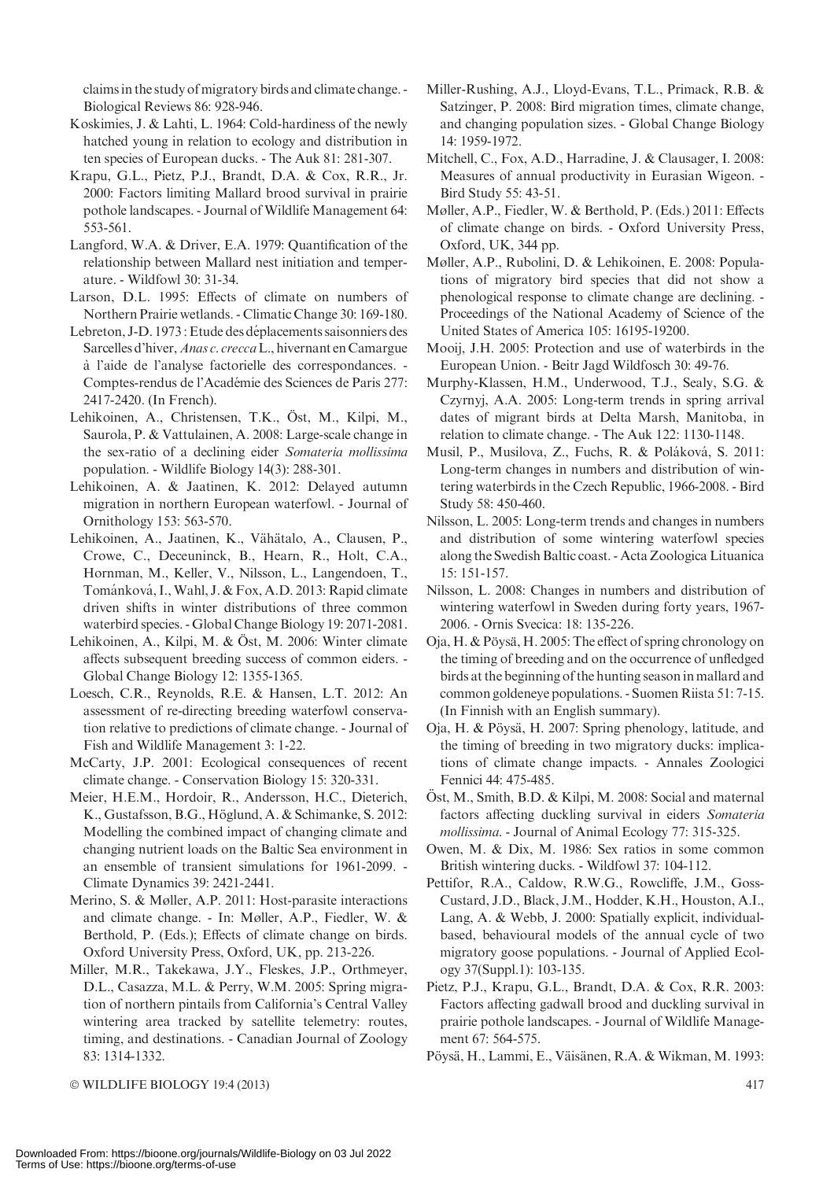claims in the study of migratory birds and climate change. - Biological Reviews 86: 928-946.

Koskimies, J. & Lahti, L. 1964: Cold-hardiness of the newly hatched young in relation to ecology and distribution in ten species of European ducks. - The Auk 81: 281-307.

Krapu, G.L., Pietz, P.J., Brandt, D.A. & Cox, R.R., Jr. 2000: Factors limiting Mallard brood survival in prairie pothole landscapes. - Journal of Wildlife Management 64: 553-561.

Langford, W.A. & Driver, E.A. 1979: Quantification of the relationship between Mallard nest initiation and temperature. - Wildfowl 30: 31-34.

Larson, D.L. 1995: Effects of climate on numbers of Northern Prairie wetlands. - Climatic Change 30: 169-180.

Lebreton, J-D. 1973 : Etude des déplacements saisonniers des Sarcelles d'hiver, *Anas c. crecca* L., hivernant en Camargue à l'aide de l'analyse factorielle des correspondances. - Comptes-rendus de l'Académie des Sciences de Paris 277: 2417-2420. (In French).

Lehikoinen, A., Christensen, T.K., Öst, M., Kilpi, M., Saurola, P. & Vattulainen, A. 2008: Large-scale change in the sex-ratio of a declining eider *Somateria mollissima* population. - Wildlife Biology 14(3): 288-301.

Lehikoinen, A. & Jaatinen, K. 2012: Delayed autumn migration in northern European waterfowl. - Journal of Ornithology 153: 563-570.

Lehikoinen, A., Jaatinen, K., Vähätalo, A., Clausen, P., Crowe, C., Deceuninck, B., Hearn, R., Holt, C.A., Hornman, M., Keller, V., Nilsson, L., Langendoen, T., Tománková, I., Wahl, J. & Fox, A.D. 2013: Rapid climate driven shifts in winter distributions of three common waterbird species. - Global Change Biology 19: 2071-2081.

Lehikoinen, A., Kilpi, M. & Öst, M. 2006: Winter climate affects subsequent breeding success of common eiders. - Global Change Biology 12: 1355-1365.

Loesch, C.R., Reynolds, R.E. & Hansen, L.T. 2012: An assessment of re-directing breeding waterfowl conservation relative to predictions of climate change. - Journal of Fish and Wildlife Management 3: 1-22.

McCarty, J.P. 2001: Ecological consequences of recent climate change. - Conservation Biology 15: 320-331.

Meier, H.E.M., Hordoir, R., Andersson, H.C., Dieterich, K., Gustafsson, B.G., Höglund, A. & Schimanke, S. 2012: Modelling the combined impact of changing climate and changing nutrient loads on the Baltic Sea environment in an ensemble of transient simulations for 1961-2099. - Climate Dynamics 39: 2421-2441.

Merino, S. & Møller, A.P. 2011: Host-parasite interactions and climate change. - In: Møller, A.P., Fiedler, W. & Berthold, P. (Eds.); Effects of climate change on birds. Oxford University Press, Oxford, UK, pp. 213-226.

Miller, M.R., Takekawa, J.Y., Fleskes, J.P., Orthmeyer, D.L., Casazza, M.L. & Perry, W.M. 2005: Spring migration of northern pintails from California's Central Valley wintering area tracked by satellite telemetry: routes, timing, and destinations. - Canadian Journal of Zoology 83: 1314-1332.

Miller-Rushing, A.J., Lloyd-Evans, T.L., Primack, R.B. & Satzinger, P. 2008: Bird migration times, climate change, and changing population sizes. - Global Change Biology 14: 1959-1972.

Mitchell, C., Fox, A.D., Harradine, J. & Clausager, I. 2008: Measures of annual productivity in Eurasian Wigeon. - Bird Study 55: 43-51.

Møller, A.P., Fiedler, W. & Berthold, P. (Eds.) 2011: Effects of climate change on birds. - Oxford University Press, Oxford, UK, 344 pp.

Møller, A.P., Rubolini, D. & Lehikoinen, E. 2008: Populations of migratory bird species that did not show a phenological response to climate change are declining. - Proceedings of the National Academy of Science of the United States of America 105: 16195-19200.

Mooij, J.H. 2005: Protection and use of waterbirds in the European Union. - Beitr Jagd Wildfosch 30: 49-76.

Murphy-Klassen, H.M., Underwood, T.J., Sealy, S.G. & Czyrnyj, A.A. 2005: Long-term trends in spring arrival dates of migrant birds at Delta Marsh, Manitoba, in relation to climate change. - The Auk 122: 1130-1148.

Musil, P., Musilova, Z., Fuchs, R. & Poláková, S. 2011: Long-term changes in numbers and distribution of wintering waterbirds in the Czech Republic, 1966-2008. - Bird Study 58: 450-460.

Nilsson, L. 2005: Long-term trends and changes in numbers and distribution of some wintering waterfowl species along the Swedish Baltic coast. - Acta Zoologica Lituanica 15: 151-157.

Nilsson, L. 2008: Changes in numbers and distribution of wintering waterfowl in Sweden during forty years, 1967-2006. - Ornis Svecica: 18: 135-226.

Oja, H. & Pöysä, H. 2005: The effect of spring chronology on the timing of breeding and on the occurrence of unfledged birds at the beginning of the hunting season in mallard and common goldeneye populations. - Suomen Riista 51: 7-15. (In Finnish with an English summary).

Oja, H. & Pöysä, H. 2007: Spring phenology, latitude, and the timing of breeding in two migratory ducks: implications of climate change impacts. - Annales Zoologici Fennici 44: 475-485.

Öst, M., Smith, B.D. & Kilpi, M. 2008: Social and maternal factors affecting duckling survival in eiders *Somateria mollissima*. - Journal of Animal Ecology 77: 315-325.

Owen, M. & Dix, M. 1986: Sex ratios in some common British wintering ducks. - Wildfowl 37: 104-112.

Pettifor, R.A., Caldow, R.W.G., Rowcliffe, J.M., Goss-Custard, J.D., Black, J.M., Hodder, K.H., Houston, A.I., Lang, A. & Webb, J. 2000: Spatially explicit, individual-based, behavioural models of the annual cycle of two migratory goose populations. - Journal of Applied Ecology 37(Suppl.1): 103-135.

Pietz, P.J., Krapu, G.L., Brandt, D.A. & Cox, R.R. 2003: Factors affecting gadwall brood and duckling survival in prairie pothole landscapes. - Journal of Wildlife Management 67: 564-575.

Pöysä, H., Lammi, E., Väisänen, R.A. & Wikman, M. 1993: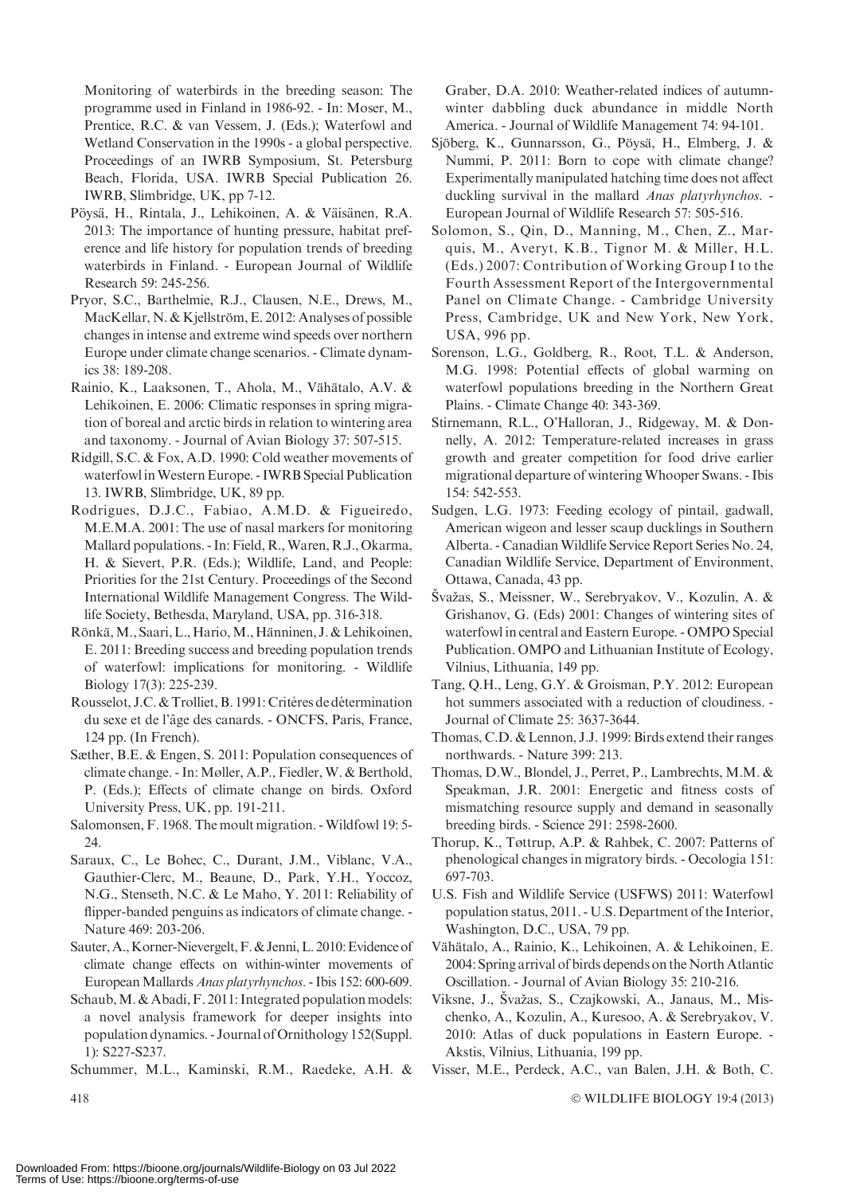Monitoring of waterbirds in the breeding season: The programme used in Finland in 1986-92. - In: Moser, M., Prentice, R.C. & van Vessem, J. (Eds.); Waterfowl and Wetland Conservation in the 1990s - a global perspective. Proceedings of an IWRB Symposium, St. Petersburg Beach, Florida, USA. IWRB Special Publication 26. IWRB, Slimbridge, UK, pp 7-12.

Pöysä, H., Rintala, J., Lehikoinen, A. & Väisänen, R.A. 2013: The importance of hunting pressure, habitat preference and life history for population trends of breeding waterbirds in Finland. - European Journal of Wildlife Research 59: 245-256.

Pryor, S.C., Barthelmie, R.J., Clausen, N.E., Drews, M., MacKellar, N. & Kjellström, E. 2012: Analyses of possible changes in intense and extreme wind speeds over northern Europe under climate change scenarios. - Climate dynamics 38: 189-208.

Rainio, K., Laaksonen, T., Ahola, M., Vähätalo, A.V. & Lehikoinen, E. 2006: Climatic responses in spring migration of boreal and arctic birds in relation to wintering area and taxonomy. - Journal of Avian Biology 37: 507-515.

Ridgill, S.C. & Fox, A.D. 1990: Cold weather movements of waterfowl in Western Europe. - IWRB Special Publication 13. IWRB, Slimbridge, UK, 89 pp.

Rodrigues, D.J.C., Fabiao, A.M.D. & Figueiredo, M.E.M.A. 2001: The use of nasal markers for monitoring Mallard populations. - In: Field, R., Waren, R.J., Okarma, H. & Sievert, P.R. (Eds.); Wildlife, Land, and People: Priorities for the 21st Century. Proceedings of the Second International Wildlife Management Congress. The Wildlife Society, Bethesda, Maryland, USA, pp. 316-318.

Rönkä, M., Saari, L., Hario, M., Hänninen, J. & Lehikoinen, E. 2011: Breeding success and breeding population trends of waterfowl: implications for monitoring. - Wildlife Biology 17(3): 225-239.

Rousselot, J.C. & Trolliet, B. 1991: Critères de détermination du sexe et de l'âge des canards. - ONCFS, Paris, France, 124 pp. (In French).

Sæther, B.E. & Engen, S. 2011: Population consequences of climate change. - In: Møller, A.P., Fiedler, W. & Berthold, P. (Eds.); Effects of climate change on birds. Oxford University Press, UK, pp. 191-211.

Salomonsen, F. 1968. The moult migration. - Wildfowl 19: 5-24.

Saraux, C., Le Bohec, C., Durant, J.M., Viblanc, V.A., Gauthier-Clerc, M., Beaune, D., Park, Y.H., Yoccoz, N.G., Stenseth, N.C. & Le Maho, Y. 2011: Reliability of flipper-banded penguins as indicators of climate change. - Nature 469: 203-206.

Sauter, A., Korner-Nievergelt, F. & Jenni, L. 2010: Evidence of climate change effects on within-winter movements of European Mallards *Anas platyrhynchos*. - Ibis 152: 600-609.

Schaub, M. & Abadi, F. 2011: Integrated population models: a novel analysis framework for deeper insights into population dynamics. - Journal of Ornithology 152(Suppl. 1): S227-S237.

Schummer, M.L., Kaminski, R.M., Raedeke, A.H. & Graber, D.A. 2010: Weather-related indices of autumn-winter dabbling duck abundance in middle North America. - Journal of Wildlife Management 74: 94-101.

Sjöberg, K., Gunnarsson, G., Pöysä, H., Elmberg, J. & Nummi, P. 2011: Born to cope with climate change? Experimentally manipulated hatching time does not affect duckling survival in the mallard *Anas platyrhynchos*. - European Journal of Wildlife Research 57: 505-516.

Solomon, S., Qin, D., Manning, M., Chen, Z., Marquis, M., Averyt, K.B., Tignor M. & Miller, H.L. (Eds.) 2007: Contribution of Working Group I to the Fourth Assessment Report of the Intergovernmental Panel on Climate Change. - Cambridge University Press, Cambridge, UK and New York, New York, USA, 996 pp.

Sorenson, L.G., Goldberg, R., Root, T.L. & Anderson, M.G. 1998: Potential effects of global warming on waterfowl populations breeding in the Northern Great Plains. - Climate Change 40: 343-369.

Stirnemann, R.L., O'Halloran, J., Ridgeway, M. & Donnelly, A. 2012: Temperature-related increases in grass growth and greater competition for food drive earlier migrational departure of wintering Whooper Swans. - Ibis 154: 542-553.

Sudgen, L.G. 1973: Feeding ecology of pintail, gadwall, American wigeon and lesser scaup ducklings in Southern Alberta. - Canadian Wildlife Service Report Series No. 24, Canadian Wildlife Service, Department of Environment, Ottawa, Canada, 43 pp.

Švažas, S., Meissner, W., Serebryakov, V., Kozulin, A. & Grishanov, G. (Eds) 2001: Changes of wintering sites of waterfowl in central and Eastern Europe. - OMPO Special Publication. OMPO and Lithuanian Institute of Ecology, Vilnius, Lithuania, 149 pp.

Tang, Q.H., Leng, G.Y. & Groisman, P.Y. 2012: European hot summers associated with a reduction of cloudiness. - Journal of Climate 25: 3637-3644.

Thomas, C.D. & Lennon, J.J. 1999: Birds extend their ranges northwards. - Nature 399: 213.

Thomas, D.W., Blondel, J., Perret, P., Lambrechts, M.M. & Speakman, J.R. 2001: Energetic and fitness costs of mismatching resource supply and demand in seasonally breeding birds. - Science 291: 2598-2600.

Thorup, K., Tøttrup, A.P. & Rahbek, C. 2007: Patterns of phenological changes in migratory birds. - Oecologia 151: 697-703.

U.S. Fish and Wildlife Service (USFWS) 2011: Waterfowl population status, 2011. - U.S. Department of the Interior, Washington, D.C., USA, 79 pp.

Vähätalo, A., Rainio, K., Lehikoinen, A. & Lehikoinen, E. 2004: Spring arrival of birds depends on the North Atlantic Oscillation. - Journal of Avian Biology 35: 210-216.

Viksne, J., Švažas, S., Czajkowski, A., Janaus, M., Mischenko, A., Kozulin, A., Kuresoo, A. & Serebryakov, V. 2010: Atlas of duck populations in Eastern Europe. - Akstis, Vilnius, Lithuania, 199 pp.

Visser, M.E., Perdeck, A.C., van Balen, J.H. & Both, C.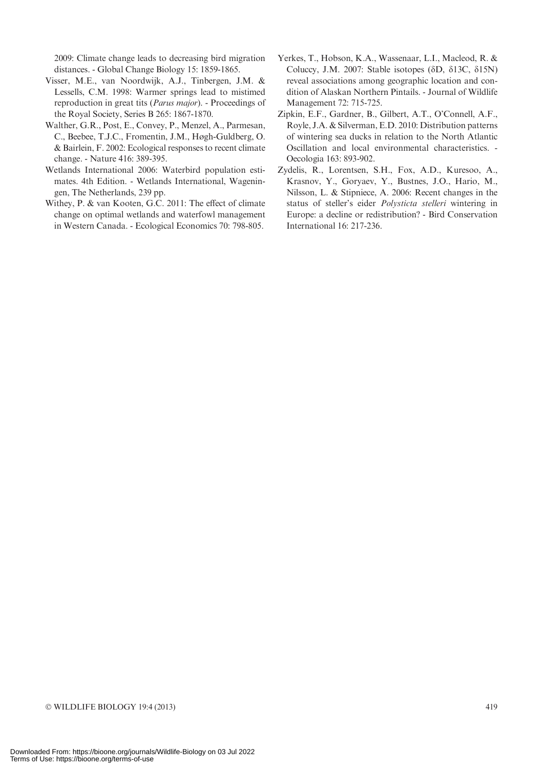2009: Climate change leads to decreasing bird migration distances. - Global Change Biology 15: 1859-1865.

Visser, M.E., van Noordwijk, A.J., Tinbergen, J.M. & Lessells, C.M. 1998: Warmer springs lead to mistimed reproduction in great tits (*Parus major*). - Proceedings of the Royal Society, Series B 265: 1867-1870.

Walther, G.R., Post, E., Convey, P., Menzel, A., Parmesan, C., Beebee, T.J.C., Fromentin, J.M., Høgh-Guldberg, O. & Bairlein, F. 2002: Ecological responses to recent climate change. - Nature 416: 389-395.

Wetlands International 2006: Waterbird population estimates. 4th Edition. - Wetlands International, Wageningen, The Netherlands, 239 pp.

Withey, P. & van Kooten, G.C. 2011: The effect of climate change on optimal wetlands and waterfowl management in Western Canada. - Ecological Economics 70: 798-805.

Yerkes, T., Hobson, K.A., Wassenaar, L.I., Macleod, R. & Coluccy, J.M. 2007: Stable isotopes (δD, δ13C, δ15N) reveal associations among geographic location and condition of Alaskan Northern Pintails. - Journal of Wildlife Management 72: 715-725.

Zipkin, E.F., Gardner, B., Gilbert, A.T., O'Connell, A.F., Royle, J.A. & Silverman, E.D. 2010: Distribution patterns of wintering sea ducks in relation to the North Atlantic Oscillation and local environmental characteristics. - Oecologia 163: 893-902.

Zydelis, R., Lorentsen, S.H., Fox, A.D., Kuresoo, A., Krasnov, Y., Goryaev, Y., Bustnes, J.O., Hario, M., Nilsson, L. & Stipniece, A. 2006: Recent changes in the status of steller's eider *Polysticta stelleri* wintering in Europe: a decline or redistribution? - Bird Conservation International 16: 217-236.